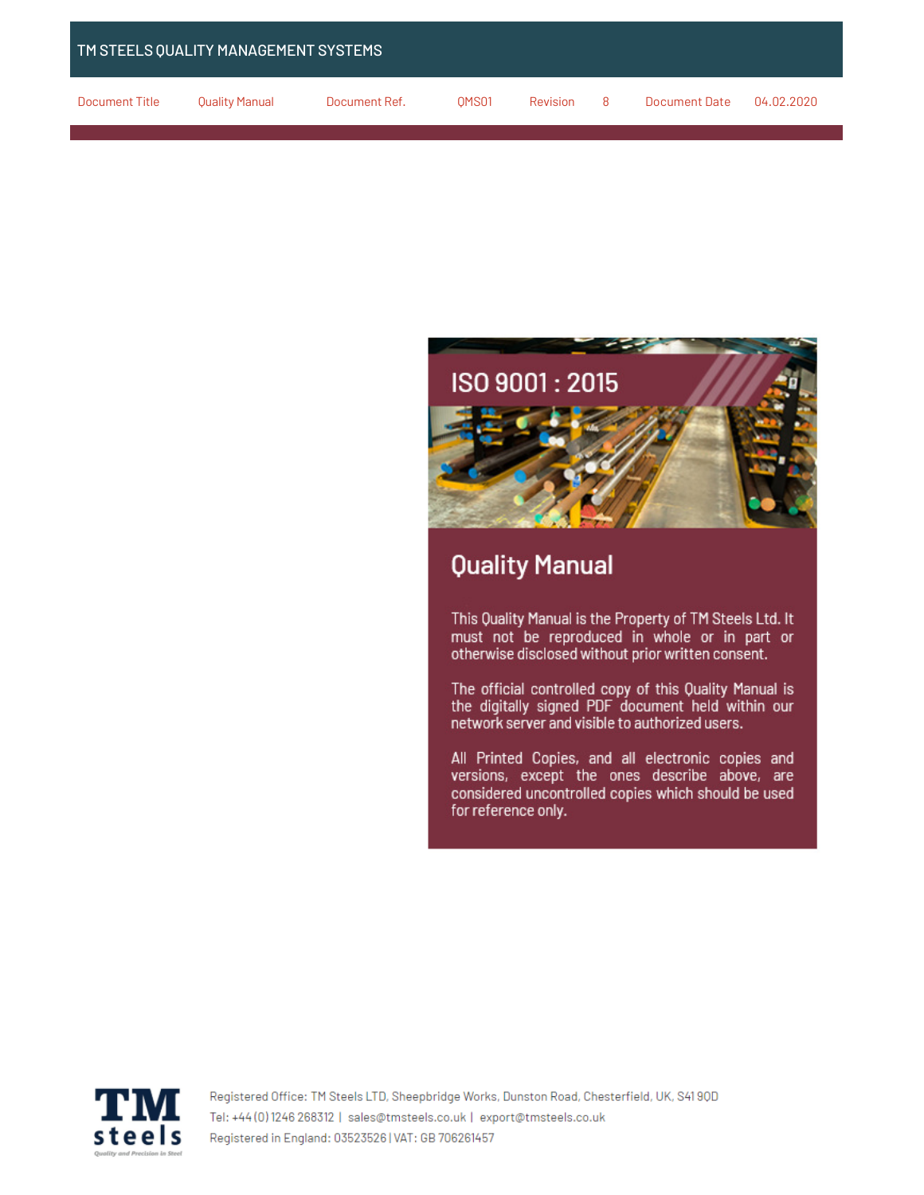TM STEELS QUALITY MANAGEMENT SYSTEMS

| Document Title | Quality Manual | Document Ref. | QMS01 | Revision | 8 | Document Date | 04.02.2020 |
| --- | --- | --- | --- | --- | --- | --- | --- |

# ISO 9001 : 2015

## Quality Manual

This Quality Manual is the Property of TM Steels Ltd. It must not be reproduced in whole or in part or otherwise disclosed without prior written consent.

The official controlled copy of this Quality Manual is the digitally signed PDF document held within our network server and visible to authorized users.

All Printed Copies, and all electronic copies and versions, except the ones describe above, are considered uncontrolled copies which should be used for reference only.

TM steels
Quality and Precision in Steel

Registered Office: TM Steels LTD, Sheepbridge Works, Dunston Road, Chesterfield, UK, S41 9QD
Tel: +44 (0) 1246 268312 | sales@tmsteels.co.uk | export@tmsteels.co.uk
Registered in England: 03523526 | VAT: GB 706261457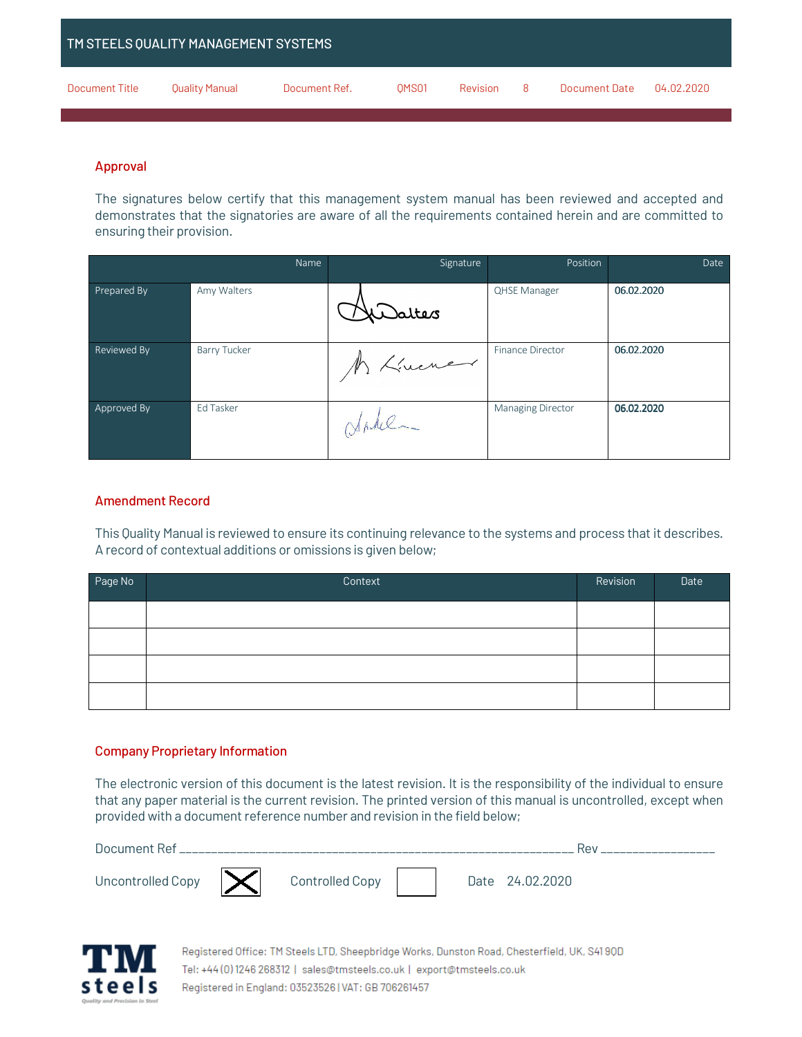TM STEELS QUALITY MANAGEMENT SYSTEMS

| Document Title | Quality Manual | Document Ref. | QMS01 | Revision | 8 | Document Date | 04.02.2020 |
|---|---|---|---|---|---|---|---|

## Approval

The signatures below certify that this management system manual has been reviewed and accepted and demonstrates that the signatories are aware of all the requirements contained herein and are committed to ensuring their provision.

| | Name | Signature | Position | Date |
|---|---|---|---|---|
| Prepared By | Amy Walters | | QHSE Manager | 06.02.2020 |
| Reviewed By | Barry Tucker | | Finance Director | 06.02.2020 |
| Approved By | Ed Tasker | | Managing Director | 06.02.2020 |

## Amendment Record

This Quality Manual is reviewed to ensure its continuing relevance to the systems and process that it describes. A record of contextual additions or omissions is given below;

| Page No | Context | Revision | Date |
|---|---|---|---|
| | | | |
| | | | |
| | | | |
| | | | |

## Company Proprietary Information

The electronic version of this document is the latest revision. It is the responsibility of the individual to ensure that any paper material is the current revision. The printed version of this manual is uncontrolled, except when provided with a document reference number and revision in the field below;

Document Ref ____________________ Rev ____________

Uncontrolled Copy [X] Controlled Copy [ ] Date 24.02.2020

Registered Office: TM Steels LTD, Sheepbridge Works, Dunston Road, Chesterfield, UK, S41 9QD
Tel: +44 (0) 1246 268312 | sales@tmsteels.co.uk | export@tmsteels.co.uk
Registered in England: 03523526 | VAT: GB 706261457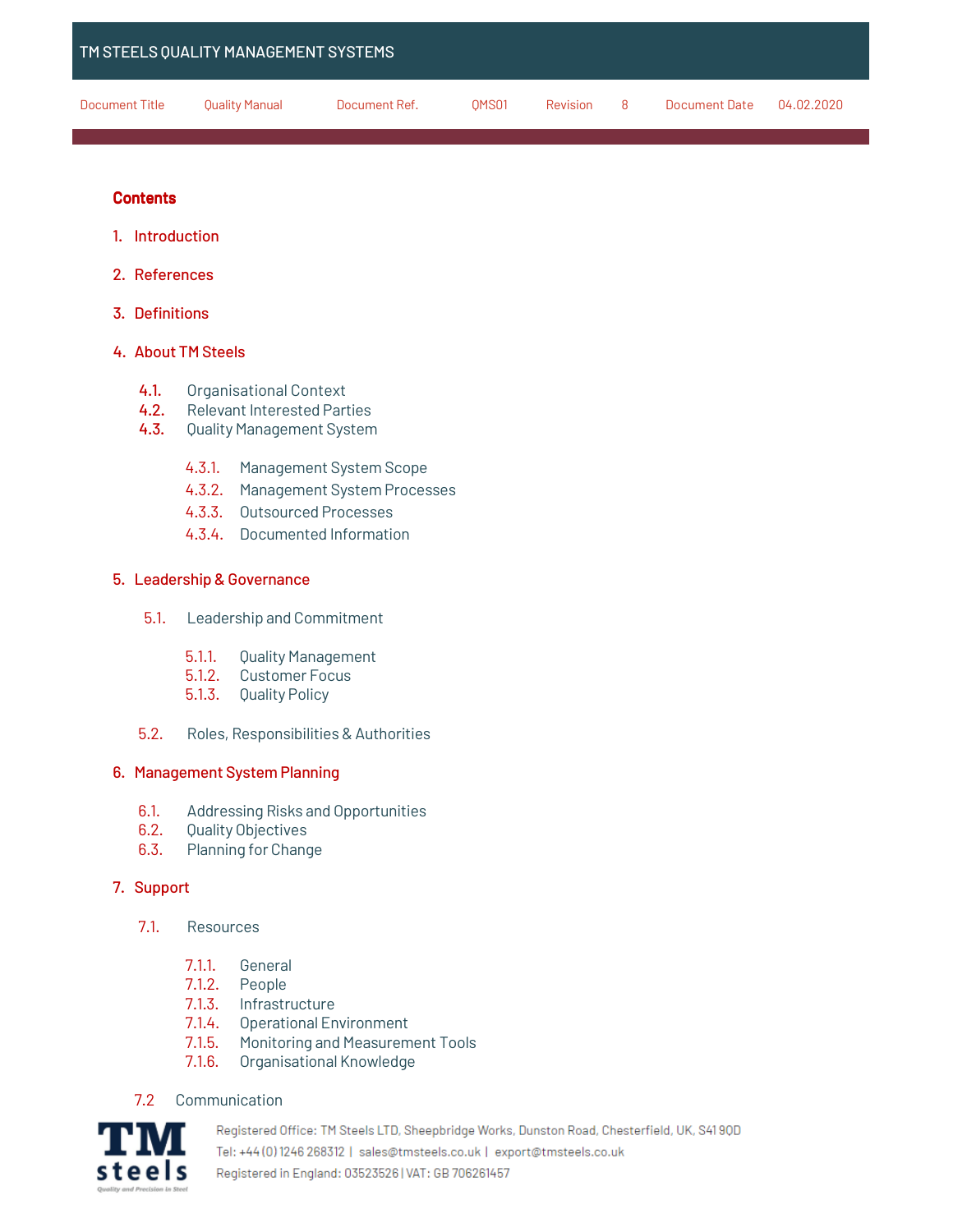## Contents

1. Introduction
2. References
3. Definitions
4. About TM Steels

    4.1. Organisational Context
    4.2. Relevant Interested Parties
    4.3. Quality Management System

        4.3.1. Management System Scope
        4.3.2. Management System Processes
        4.3.3. Outsourced Processes
        4.3.4. Documented Information

5. Leadership & Governance

    5.1. Leadership and Commitment

        5.1.1. Quality Management
        5.1.2. Customer Focus
        5.1.3. Quality Policy

    5.2. Roles, Responsibilities & Authorities

6. Management System Planning

    6.1. Addressing Risks and Opportunities
    6.2. Quality Objectives
    6.3. Planning for Change

7. Support

    7.1. Resources

        7.1.1. General
        7.1.2. People
        7.1.3. Infrastructure
        7.1.4. Operational Environment
        7.1.5. Monitoring and Measurement Tools
        7.1.6. Organisational Knowledge

    7.2 Communication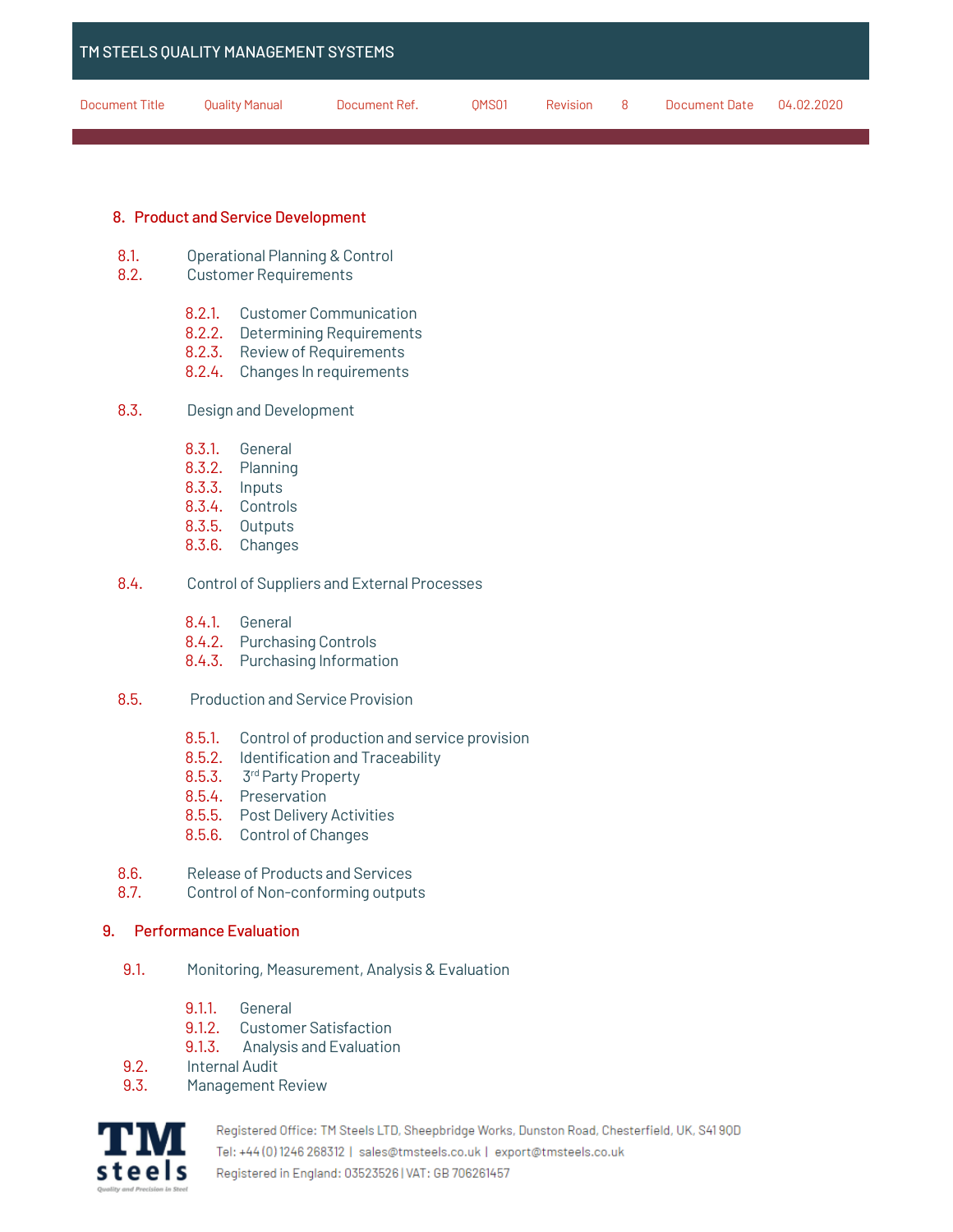8. Product and Service Development

- 8.1. Operational Planning & Control
- 8.2. Customer Requirements
  - 8.2.1. Customer Communication
  - 8.2.2. Determining Requirements
  - 8.2.3. Review of Requirements
  - 8.2.4. Changes In requirements
- 8.3. Design and Development
  - 8.3.1. General
  - 8.3.2. Planning
  - 8.3.3. Inputs
  - 8.3.4. Controls
  - 8.3.5. Outputs
  - 8.3.6. Changes
- 8.4. Control of Suppliers and External Processes
  - 8.4.1. General
  - 8.4.2. Purchasing Controls
  - 8.4.3. Purchasing Information
- 8.5. Production and Service Provision
  - 8.5.1. Control of production and service provision
  - 8.5.2. Identification and Traceability
  - 8.5.3. 3rd Party Property
  - 8.5.4. Preservation
  - 8.5.5. Post Delivery Activities
  - 8.5.6. Control of Changes
- 8.6. Release of Products and Services
- 8.7. Control of Non-conforming outputs

9. Performance Evaluation

- 9.1. Monitoring, Measurement, Analysis & Evaluation
  - 9.1.1. General
  - 9.1.2. Customer Satisfaction
  - 9.1.3. Analysis and Evaluation
- 9.2. Internal Audit
- 9.3. Management Review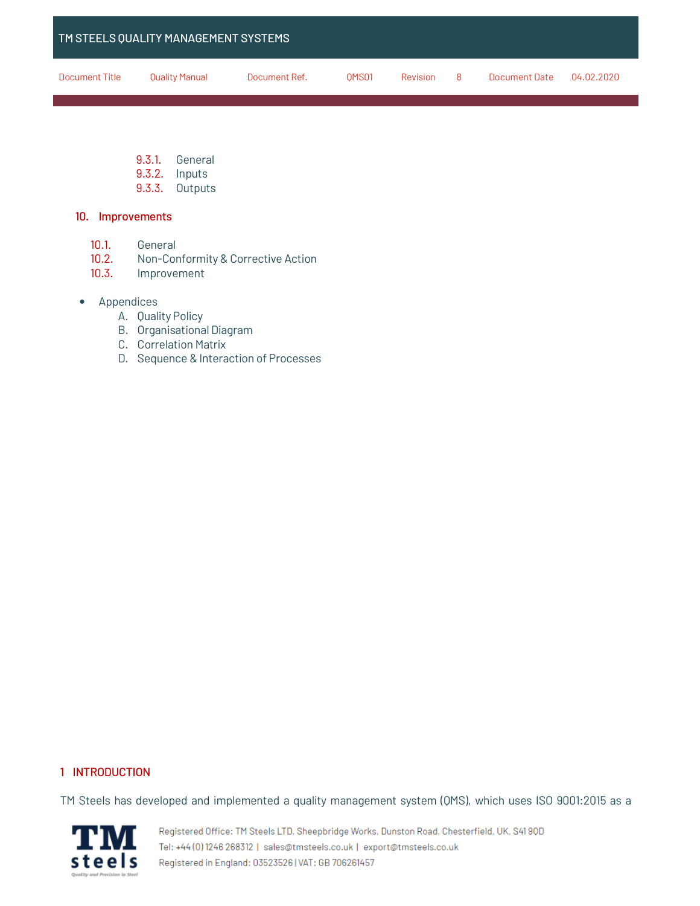9.3.1. General
9.3.2. Inputs
9.3.3. Outputs

10. Improvements

10.1. General
10.2. Non-Conformity & Corrective Action
10.3. Improvement

- Appendices
  - A. Quality Policy
  - B. Organisational Diagram
  - C. Correlation Matrix
  - D. Sequence & Interaction of Processes

# 1 INTRODUCTION

TM Steels has developed and implemented a quality management system (QMS), which uses ISO 9001:2015 as a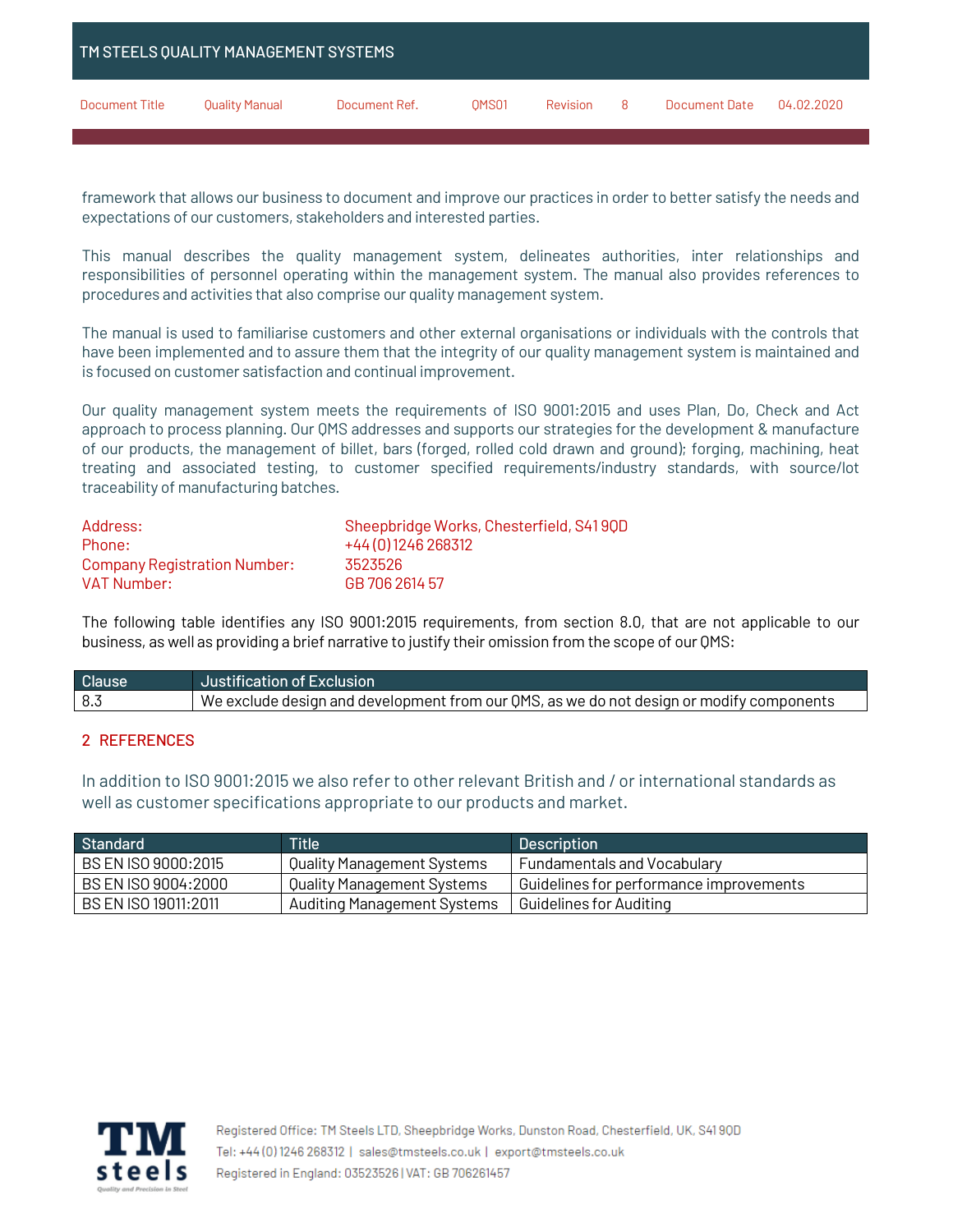framework that allows our business to document and improve our practices in order to better satisfy the needs and expectations of our customers, stakeholders and interested parties.

This manual describes the quality management system, delineates authorities, inter relationships and responsibilities of personnel operating within the management system. The manual also provides references to procedures and activities that also comprise our quality management system.

The manual is used to familiarise customers and other external organisations or individuals with the controls that have been implemented and to assure them that the integrity of our quality management system is maintained and is focused on customer satisfaction and continual improvement.

Our quality management system meets the requirements of ISO 9001:2015 and uses Plan, Do, Check and Act approach to process planning. Our QMS addresses and supports our strategies for the development & manufacture of our products, the management of billet, bars (forged, rolled cold drawn and ground); forging, machining, heat treating and associated testing, to customer specified requirements/industry standards, with source/lot traceability of manufacturing batches.

| | |
|---|---|
| Address: | Sheepbridge Works, Chesterfield, S41 9QD |
| Phone: | +44 (0) 1246 268312 |
| Company Registration Number: | 3523526 |
| VAT Number: | GB 706 2614 57 |

The following table identifies any ISO 9001:2015 requirements, from section 8.0, that are not applicable to our business, as well as providing a brief narrative to justify their omission from the scope of our QMS:

| Clause | Justification of Exclusion |
|---|---|
| 8.3 | We exclude design and development from our QMS, as we do not design or modify components |

## 2 REFERENCES

In addition to ISO 9001:2015 we also refer to other relevant British and / or international standards as well as customer specifications appropriate to our products and market.

| Standard | Title | Description |
|---|---|---|
| BS EN ISO 9000:2015 | Quality Management Systems | Fundamentals and Vocabulary |
| BS EN ISO 9004:2000 | Quality Management Systems | Guidelines for performance improvements |
| BS EN ISO 19011:2011 | Auditing Management Systems | Guidelines for Auditing |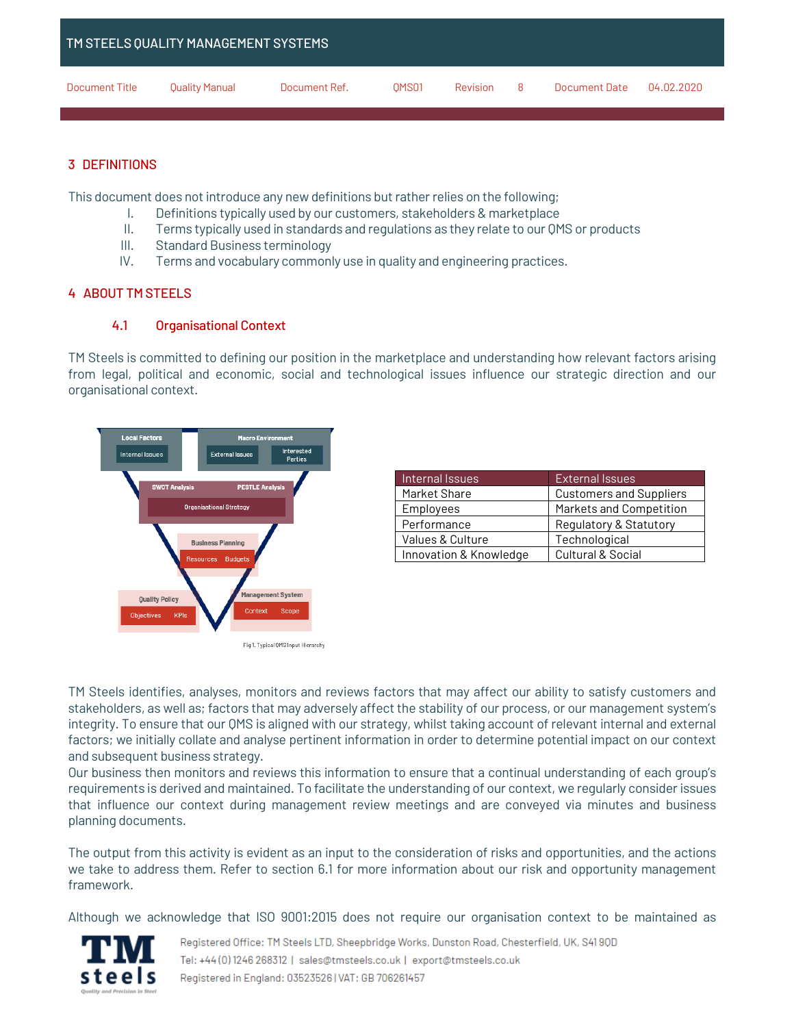## 3 DEFINITIONS

This document does not introduce any new definitions but rather relies on the following;

I. Definitions typically used by our customers, stakeholders & marketplace
II. Terms typically used in standards and regulations as they relate to our QMS or products
III. Standard Business terminology
IV. Terms and vocabulary commonly use in quality and engineering practices.

## 4 ABOUT TM STEELS

### 4.1 Organisational Context

TM Steels is committed to defining our position in the marketplace and understanding how relevant factors arising from legal, political and economic, social and technological issues influence our strategic direction and our organisational context.

Local Factors
Internal Issues
Macro Environment
External Issues
Interested Parties
SWOT Analysis
PESTLE Analysis
Organisational Strategy
Business Planning
Resources
Budgets
Quality Policy
Objectives
KPIs
Management System
Context
Scope

Fig 1. Typical QMS Input Hierarchy

| Internal Issues | External Issues |
|---|---|
| Market Share | Customers and Suppliers |
| Employees | Markets and Competition |
| Performance | Regulatory & Statutory |
| Values & Culture | Technological |
| Innovation & Knowledge | Cultural & Social |

TM Steels identifies, analyses, monitors and reviews factors that may affect our ability to satisfy customers and stakeholders, as well as; factors that may adversely affect the stability of our process, or our management system's integrity. To ensure that our QMS is aligned with our strategy, whilst taking account of relevant internal and external factors; we initially collate and analyse pertinent information in order to determine potential impact on our context and subsequent business strategy.
Our business then monitors and reviews this information to ensure that a continual understanding of each group's requirements is derived and maintained. To facilitate the understanding of our context, we regularly consider issues that influence our context during management review meetings and are conveyed via minutes and business planning documents.

The output from this activity is evident as an input to the consideration of risks and opportunities, and the actions we take to address them. Refer to section 6.1 for more information about our risk and opportunity management framework.

Although we acknowledge that ISO 9001:2015 does not require our organisation context to be maintained as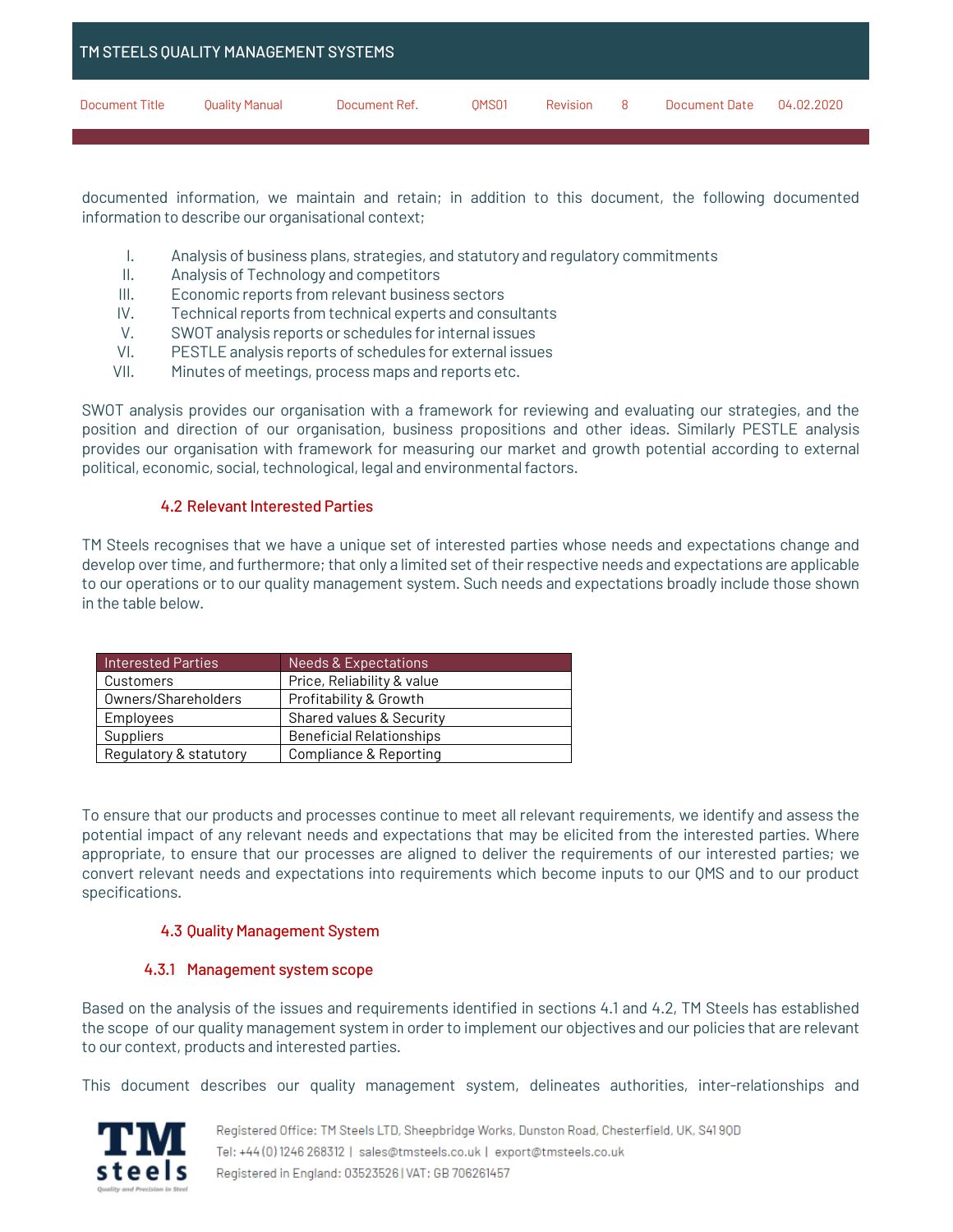documented information, we maintain and retain; in addition to this document, the following documented information to describe our organisational context;

I. Analysis of business plans, strategies, and statutory and regulatory commitments
II. Analysis of Technology and competitors
III. Economic reports from relevant business sectors
IV. Technical reports from technical experts and consultants
V. SWOT analysis reports or schedules for internal issues
VI. PESTLE analysis reports of schedules for external issues
VII. Minutes of meetings, process maps and reports etc.

SWOT analysis provides our organisation with a framework for reviewing and evaluating our strategies, and the position and direction of our organisation, business propositions and other ideas. Similarly PESTLE analysis provides our organisation with framework for measuring our market and growth potential according to external political, economic, social, technological, legal and environmental factors.

### 4.2 Relevant Interested Parties

TM Steels recognises that we have a unique set of interested parties whose needs and expectations change and develop over time, and furthermore; that only a limited set of their respective needs and expectations are applicable to our operations or to our quality management system. Such needs and expectations broadly include those shown in the table below.

| Interested Parties | Needs & Expectations |
|---|---|
| Customers | Price, Reliability & value |
| Owners/Shareholders | Profitability & Growth |
| Employees | Shared values & Security |
| Suppliers | Beneficial Relationships |
| Regulatory & statutory | Compliance & Reporting |

To ensure that our products and processes continue to meet all relevant requirements, we identify and assess the potential impact of any relevant needs and expectations that may be elicited from the interested parties. Where appropriate, to ensure that our processes are aligned to deliver the requirements of our interested parties; we convert relevant needs and expectations into requirements which become inputs to our QMS and to our product specifications.

### 4.3 Quality Management System

#### 4.3.1 Management system scope

Based on the analysis of the issues and requirements identified in sections 4.1 and 4.2, TM Steels has established the scope of our quality management system in order to implement our objectives and our policies that are relevant to our context, products and interested parties.

This document describes our quality management system, delineates authorities, inter-relationships and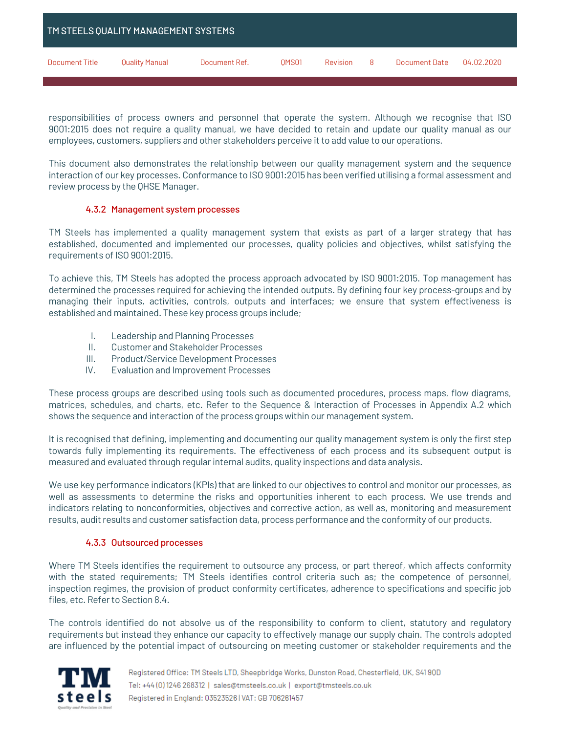responsibilities of process owners and personnel that operate the system. Although we recognise that ISO 9001:2015 does not require a quality manual, we have decided to retain and update our quality manual as our employees, customers, suppliers and other stakeholders perceive it to add value to our operations.

This document also demonstrates the relationship between our quality management system and the sequence interaction of our key processes. Conformance to ISO 9001:2015 has been verified utilising a formal assessment and review process by the QHSE Manager.

#### 4.3.2 Management system processes

TM Steels has implemented a quality management system that exists as part of a larger strategy that has established, documented and implemented our processes, quality policies and objectives, whilst satisfying the requirements of ISO 9001:2015.

To achieve this, TM Steels has adopted the process approach advocated by ISO 9001:2015. Top management has determined the processes required for achieving the intended outputs. By defining four key process-groups and by managing their inputs, activities, controls, outputs and interfaces; we ensure that system effectiveness is established and maintained. These key process groups include;

I. Leadership and Planning Processes
II. Customer and Stakeholder Processes
III. Product/Service Development Processes
IV. Evaluation and Improvement Processes

These process groups are described using tools such as documented procedures, process maps, flow diagrams, matrices, schedules, and charts, etc. Refer to the Sequence & Interaction of Processes in Appendix A.2 which shows the sequence and interaction of the process groups within our management system.

It is recognised that defining, implementing and documenting our quality management system is only the first step towards fully implementing its requirements. The effectiveness of each process and its subsequent output is measured and evaluated through regular internal audits, quality inspections and data analysis.

We use key performance indicators (KPIs) that are linked to our objectives to control and monitor our processes, as well as assessments to determine the risks and opportunities inherent to each process. We use trends and indicators relating to nonconformities, objectives and corrective action, as well as, monitoring and measurement results, audit results and customer satisfaction data, process performance and the conformity of our products.

#### 4.3.3 Outsourced processes

Where TM Steels identifies the requirement to outsource any process, or part thereof, which affects conformity with the stated requirements; TM Steels identifies control criteria such as; the competence of personnel, inspection regimes, the provision of product conformity certificates, adherence to specifications and specific job files, etc. Refer to Section 8.4.

The controls identified do not absolve us of the responsibility to conform to client, statutory and regulatory requirements but instead they enhance our capacity to effectively manage our supply chain. The controls adopted are influenced by the potential impact of outsourcing on meeting customer or stakeholder requirements and the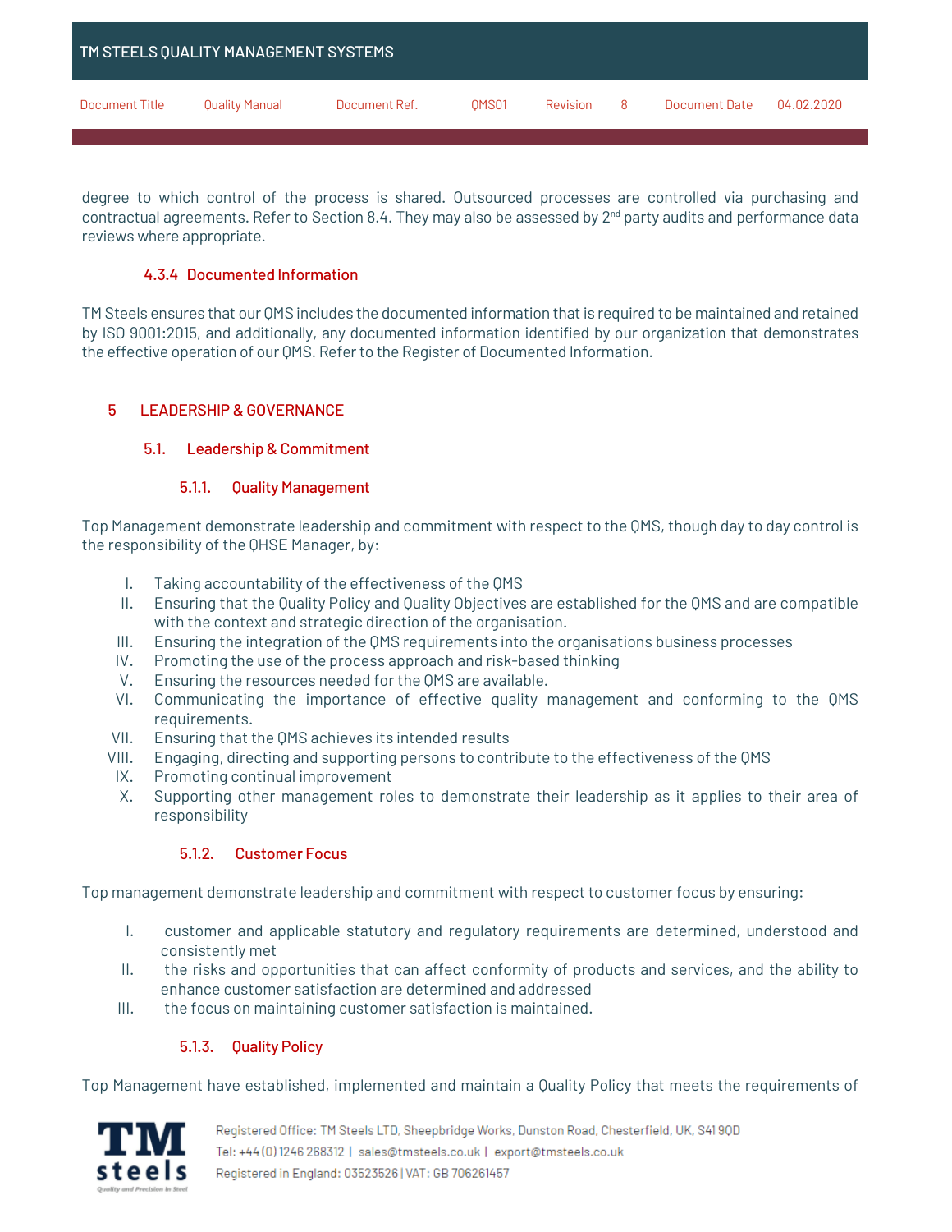degree to which control of the process is shared. Outsourced processes are controlled via purchasing and contractual agreements. Refer to Section 8.4. They may also be assessed by 2nd party audits and performance data reviews where appropriate.

#### 4.3.4 Documented Information

TM Steels ensures that our QMS includes the documented information that is required to be maintained and retained by ISO 9001:2015, and additionally, any documented information identified by our organization that demonstrates the effective operation of our QMS. Refer to the Register of Documented Information.

## 5 LEADERSHIP & GOVERNANCE

### 5.1. Leadership & Commitment

#### 5.1.1. Quality Management

Top Management demonstrate leadership and commitment with respect to the QMS, though day to day control is the responsibility of the QHSE Manager, by:

I. Taking accountability of the effectiveness of the QMS
II. Ensuring that the Quality Policy and Quality Objectives are established for the QMS and are compatible with the context and strategic direction of the organisation.
III. Ensuring the integration of the QMS requirements into the organisations business processes
IV. Promoting the use of the process approach and risk-based thinking
V. Ensuring the resources needed for the QMS are available.
VI. Communicating the importance of effective quality management and conforming to the QMS requirements.
VII. Ensuring that the QMS achieves its intended results
VIII. Engaging, directing and supporting persons to contribute to the effectiveness of the QMS
IX. Promoting continual improvement
X. Supporting other management roles to demonstrate their leadership as it applies to their area of responsibility

#### 5.1.2. Customer Focus

Top management demonstrate leadership and commitment with respect to customer focus by ensuring:

I. customer and applicable statutory and regulatory requirements are determined, understood and consistently met
II. the risks and opportunities that can affect conformity of products and services, and the ability to enhance customer satisfaction are determined and addressed
III. the focus on maintaining customer satisfaction is maintained.

#### 5.1.3. Quality Policy

Top Management have established, implemented and maintain a Quality Policy that meets the requirements of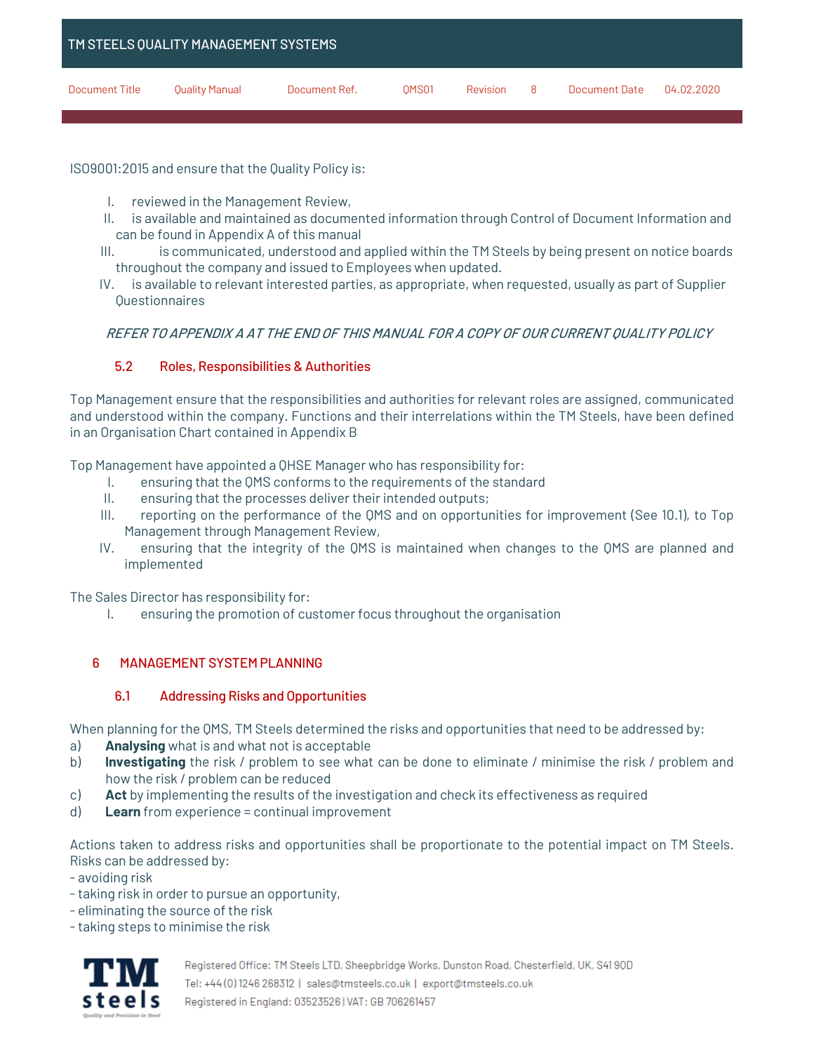ISO9001:2015 and ensure that the Quality Policy is:

I. reviewed in the Management Review,
II. is available and maintained as documented information through Control of Document Information and can be found in Appendix A of this manual
III. is communicated, understood and applied within the TM Steels by being present on notice boards throughout the company and issued to Employees when updated.
IV. is available to relevant interested parties, as appropriate, when requested, usually as part of Supplier Questionnaires

*REFER TO APPENDIX A AT THE END OF THIS MANUAL FOR A COPY OF OUR CURRENT QUALITY POLICY*

### 5.2 Roles, Responsibilities & Authorities

Top Management ensure that the responsibilities and authorities for relevant roles are assigned, communicated and understood within the company. Functions and their interrelations within the TM Steels, have been defined in an Organisation Chart contained in Appendix B

Top Management have appointed a QHSE Manager who has responsibility for:

I. ensuring that the QMS conforms to the requirements of the standard
II. ensuring that the processes deliver their intended outputs;
III. reporting on the performance of the QMS and on opportunities for improvement (See 10.1), to Top Management through Management Review,
IV. ensuring that the integrity of the QMS is maintained when changes to the QMS are planned and implemented

The Sales Director has responsibility for:

I. ensuring the promotion of customer focus throughout the organisation

## 6 MANAGEMENT SYSTEM PLANNING

### 6.1 Addressing Risks and Opportunities

When planning for the QMS, TM Steels determined the risks and opportunities that need to be addressed by:

a) **Analysing** what is and what not is acceptable
b) **Investigating** the risk / problem to see what can be done to eliminate / minimise the risk / problem and how the risk / problem can be reduced
c) **Act** by implementing the results of the investigation and check its effectiveness as required
d) **Learn** from experience = continual improvement

Actions taken to address risks and opportunities shall be proportionate to the potential impact on TM Steels. Risks can be addressed by:

- avoiding risk
- taking risk in order to pursue an opportunity,
- eliminating the source of the risk
- taking steps to minimise the risk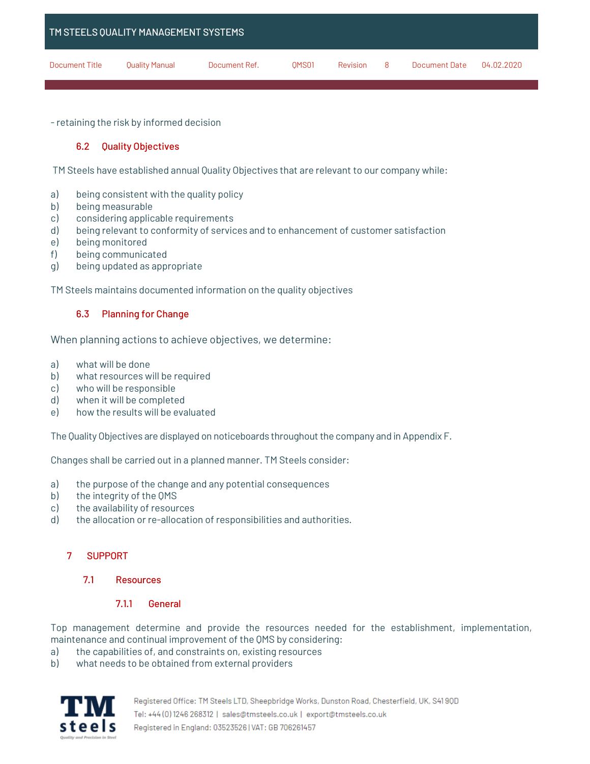- retaining the risk by informed decision

### 6.2 Quality Objectives

TM Steels have established annual Quality Objectives that are relevant to our company while:

a) being consistent with the quality policy
b) being measurable
c) considering applicable requirements
d) being relevant to conformity of services and to enhancement of customer satisfaction
e) being monitored
f) being communicated
g) being updated as appropriate

TM Steels maintains documented information on the quality objectives

### 6.3 Planning for Change

When planning actions to achieve objectives, we determine:

a) what will be done
b) what resources will be required
c) who will be responsible
d) when it will be completed
e) how the results will be evaluated

The Quality Objectives are displayed on noticeboards throughout the company and in Appendix F.

Changes shall be carried out in a planned manner. TM Steels consider:

a) the purpose of the change and any potential consequences
b) the integrity of the QMS
c) the availability of resources
d) the allocation or re-allocation of responsibilities and authorities.

## 7 SUPPORT

### 7.1 Resources

#### 7.1.1 General

Top management determine and provide the resources needed for the establishment, implementation, maintenance and continual improvement of the QMS by considering:
a) the capabilities of, and constraints on, existing resources
b) what needs to be obtained from external providers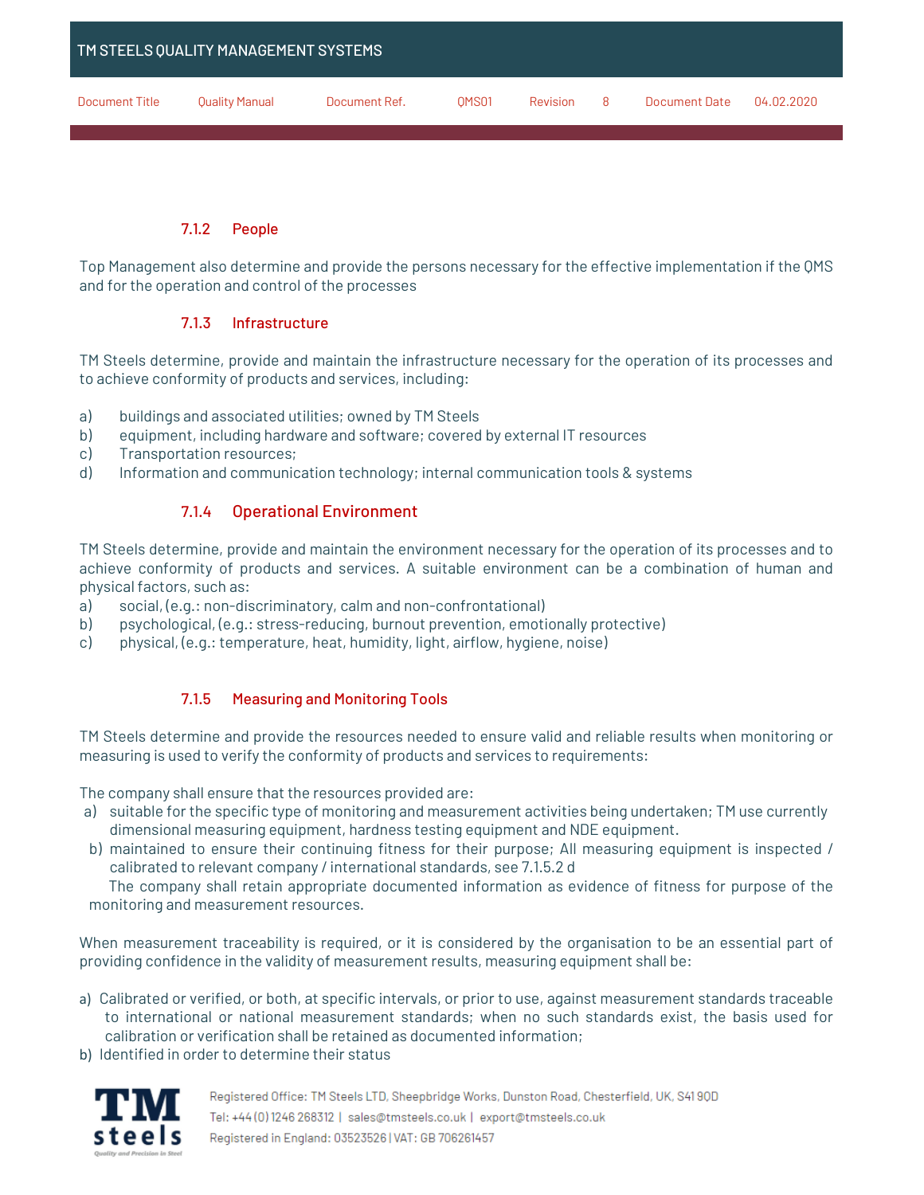### 7.1.2 People

Top Management also determine and provide the persons necessary for the effective implementation if the QMS and for the operation and control of the processes

### 7.1.3 Infrastructure

TM Steels determine, provide and maintain the infrastructure necessary for the operation of its processes and to achieve conformity of products and services, including:

a) buildings and associated utilities; owned by TM Steels
b) equipment, including hardware and software; covered by external IT resources
c) Transportation resources;
d) Information and communication technology; internal communication tools & systems

### 7.1.4 Operational Environment

TM Steels determine, provide and maintain the environment necessary for the operation of its processes and to achieve conformity of products and services. A suitable environment can be a combination of human and physical factors, such as:

a) social, (e.g.: non-discriminatory, calm and non-confrontational)
b) psychological, (e.g.: stress-reducing, burnout prevention, emotionally protective)
c) physical, (e.g.: temperature, heat, humidity, light, airflow, hygiene, noise)

### 7.1.5 Measuring and Monitoring Tools

TM Steels determine and provide the resources needed to ensure valid and reliable results when monitoring or measuring is used to verify the conformity of products and services to requirements:

The company shall ensure that the resources provided are:

a) suitable for the specific type of monitoring and measurement activities being undertaken; TM use currently dimensional measuring equipment, hardness testing equipment and NDE equipment.
b) maintained to ensure their continuing fitness for their purpose; All measuring equipment is inspected / calibrated to relevant company / international standards, see 7.1.5.2 d

The company shall retain appropriate documented information as evidence of fitness for purpose of the monitoring and measurement resources.

When measurement traceability is required, or it is considered by the organisation to be an essential part of providing confidence in the validity of measurement results, measuring equipment shall be:

a) Calibrated or verified, or both, at specific intervals, or prior to use, against measurement standards traceable to international or national measurement standards; when no such standards exist, the basis used for calibration or verification shall be retained as documented information;
b) Identified in order to determine their status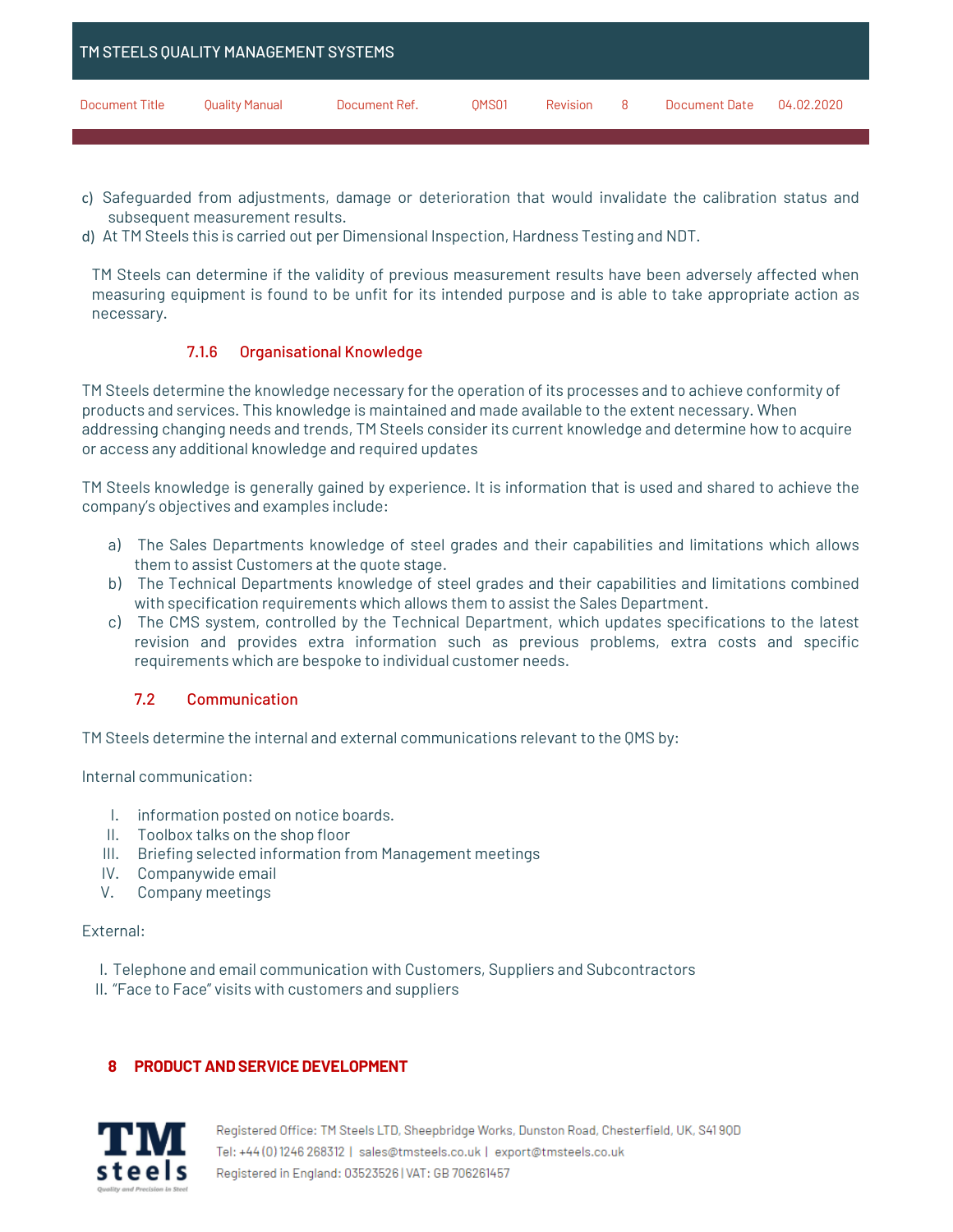c) Safeguarded from adjustments, damage or deterioration that would invalidate the calibration status and subsequent measurement results.
d) At TM Steels this is carried out per Dimensional Inspection, Hardness Testing and NDT.

TM Steels can determine if the validity of previous measurement results have been adversely affected when measuring equipment is found to be unfit for its intended purpose and is able to take appropriate action as necessary.

#### 7.1.6 Organisational Knowledge

TM Steels determine the knowledge necessary for the operation of its processes and to achieve conformity of products and services. This knowledge is maintained and made available to the extent necessary. When addressing changing needs and trends, TM Steels consider its current knowledge and determine how to acquire or access any additional knowledge and required updates

TM Steels knowledge is generally gained by experience. It is information that is used and shared to achieve the company's objectives and examples include:

a) The Sales Departments knowledge of steel grades and their capabilities and limitations which allows them to assist Customers at the quote stage.
b) The Technical Departments knowledge of steel grades and their capabilities and limitations combined with specification requirements which allows them to assist the Sales Department.
c) The CMS system, controlled by the Technical Department, which updates specifications to the latest revision and provides extra information such as previous problems, extra costs and specific requirements which are bespoke to individual customer needs.

### 7.2 Communication

TM Steels determine the internal and external communications relevant to the QMS by:

Internal communication:

I. information posted on notice boards.
II. Toolbox talks on the shop floor
III. Briefing selected information from Management meetings
IV. Companywide email
V. Company meetings

External:

I. Telephone and email communication with Customers, Suppliers and Subcontractors
II. "Face to Face" visits with customers and suppliers

## 8 PRODUCT AND SERVICE DEVELOPMENT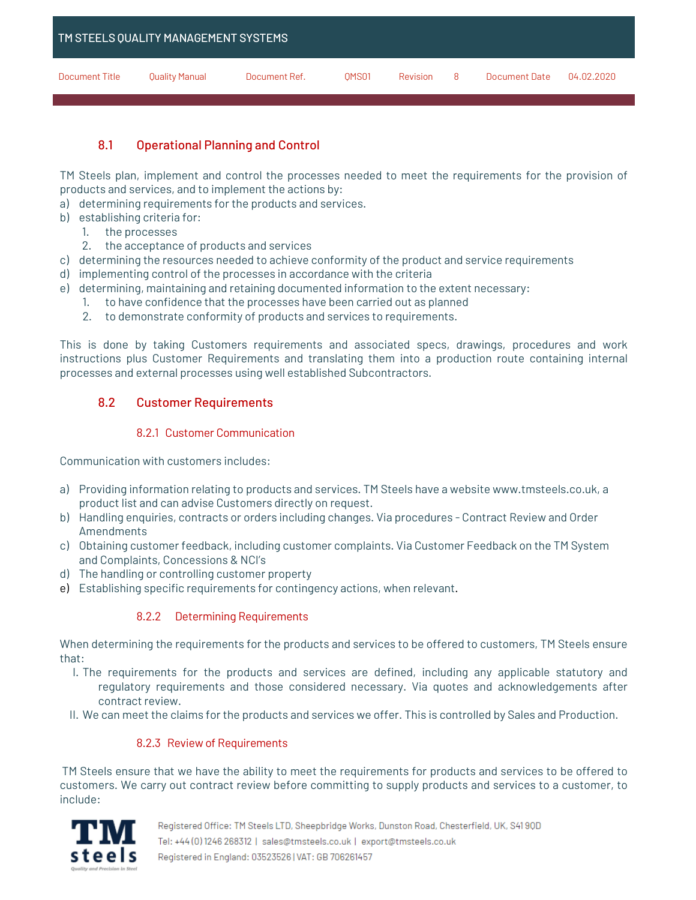## 8.1 Operational Planning and Control

TM Steels plan, implement and control the processes needed to meet the requirements for the provision of products and services, and to implement the actions by:

a) determining requirements for the products and services.
b) establishing criteria for:
    1. the processes
    2. the acceptance of products and services
c) determining the resources needed to achieve conformity of the product and service requirements
d) implementing control of the processes in accordance with the criteria
e) determining, maintaining and retaining documented information to the extent necessary:
    1. to have confidence that the processes have been carried out as planned
    2. to demonstrate conformity of products and services to requirements.

This is done by taking Customers requirements and associated specs, drawings, procedures and work instructions plus Customer Requirements and translating them into a production route containing internal processes and external processes using well established Subcontractors.

## 8.2 Customer Requirements

### 8.2.1 Customer Communication

Communication with customers includes:

a) Providing information relating to products and services. TM Steels have a website www.tmsteels.co.uk, a product list and can advise Customers directly on request.
b) Handling enquiries, contracts or orders including changes. Via procedures - Contract Review and Order Amendments
c) Obtaining customer feedback, including customer complaints. Via Customer Feedback on the TM System and Complaints, Concessions & NCI's
d) The handling or controlling customer property
e) Establishing specific requirements for contingency actions, when relevant.

### 8.2.2 Determining Requirements

When determining the requirements for the products and services to be offered to customers, TM Steels ensure that:

I. The requirements for the products and services are defined, including any applicable statutory and regulatory requirements and those considered necessary. Via quotes and acknowledgements after contract review.
II. We can meet the claims for the products and services we offer. This is controlled by Sales and Production.

### 8.2.3 Review of Requirements

TM Steels ensure that we have the ability to meet the requirements for products and services to be offered to customers. We carry out contract review before committing to supply products and services to a customer, to include: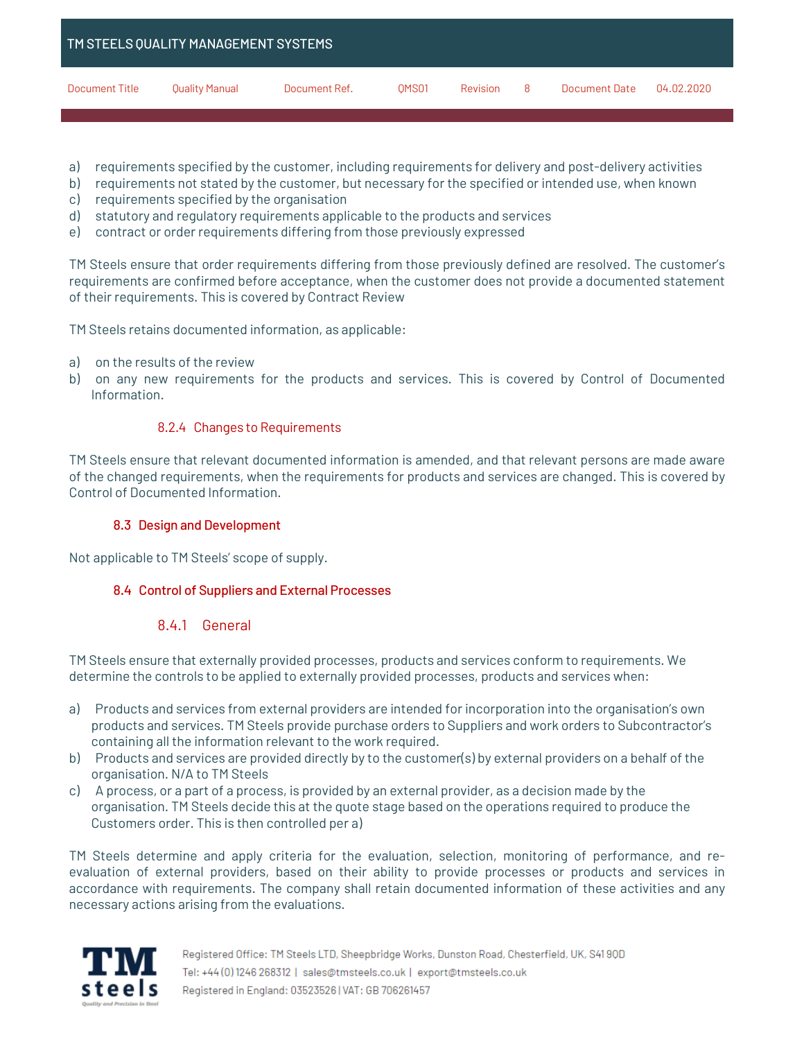a) requirements specified by the customer, including requirements for delivery and post-delivery activities
b) requirements not stated by the customer, but necessary for the specified or intended use, when known
c) requirements specified by the organisation
d) statutory and regulatory requirements applicable to the products and services
e) contract or order requirements differing from those previously expressed

TM Steels ensure that order requirements differing from those previously defined are resolved. The customer's requirements are confirmed before acceptance, when the customer does not provide a documented statement of their requirements. This is covered by Contract Review

TM Steels retains documented information, as applicable:

a) on the results of the review
b) on any new requirements for the products and services. This is covered by Control of Documented Information.

#### 8.2.4 Changes to Requirements

TM Steels ensure that relevant documented information is amended, and that relevant persons are made aware of the changed requirements, when the requirements for products and services are changed. This is covered by Control of Documented Information.

### 8.3 Design and Development

Not applicable to TM Steels' scope of supply.

### 8.4 Control of Suppliers and External Processes

#### 8.4.1 General

TM Steels ensure that externally provided processes, products and services conform to requirements. We determine the controls to be applied to externally provided processes, products and services when:

a) Products and services from external providers are intended for incorporation into the organisation's own products and services. TM Steels provide purchase orders to Suppliers and work orders to Subcontractor's containing all the information relevant to the work required.
b) Products and services are provided directly by to the customer(s) by external providers on a behalf of the organisation. N/A to TM Steels
c) A process, or a part of a process, is provided by an external provider, as a decision made by the organisation. TM Steels decide this at the quote stage based on the operations required to produce the Customers order. This is then controlled per a)

TM Steels determine and apply criteria for the evaluation, selection, monitoring of performance, and re-evaluation of external providers, based on their ability to provide processes or products and services in accordance with requirements. The company shall retain documented information of these activities and any necessary actions arising from the evaluations.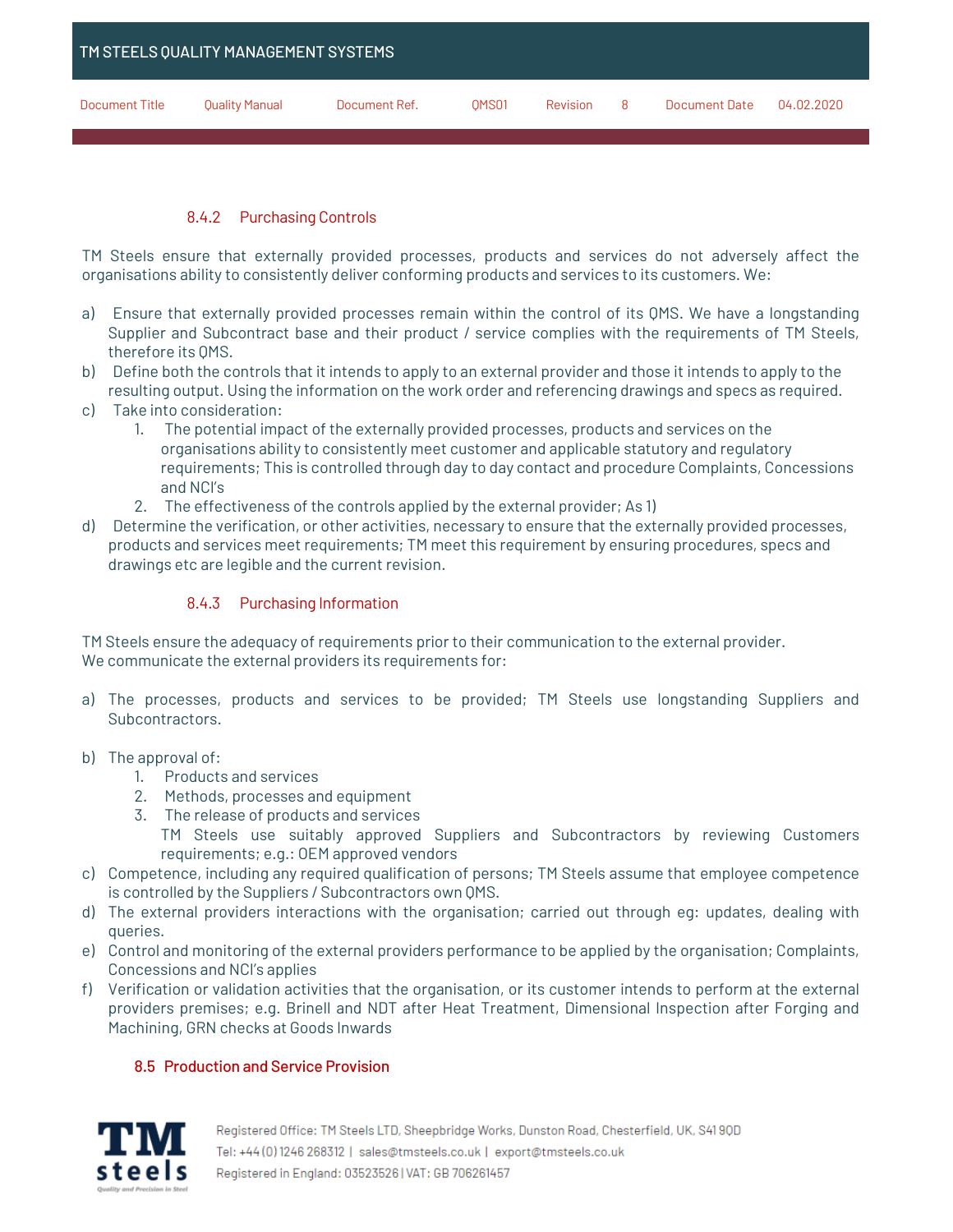### 8.4.2 Purchasing Controls

TM Steels ensure that externally provided processes, products and services do not adversely affect the organisations ability to consistently deliver conforming products and services to its customers. We:

a) Ensure that externally provided processes remain within the control of its QMS. We have a longstanding Supplier and Subcontract base and their product / service complies with the requirements of TM Steels, therefore its QMS.
b) Define both the controls that it intends to apply to an external provider and those it intends to apply to the resulting output. Using the information on the work order and referencing drawings and specs as required.
c) Take into consideration:
   1. The potential impact of the externally provided processes, products and services on the organisations ability to consistently meet customer and applicable statutory and regulatory requirements; This is controlled through day to day contact and procedure Complaints, Concessions and NCI's
   2. The effectiveness of the controls applied by the external provider; As 1)
d) Determine the verification, or other activities, necessary to ensure that the externally provided processes, products and services meet requirements; TM meet this requirement by ensuring procedures, specs and drawings etc are legible and the current revision.

### 8.4.3 Purchasing Information

TM Steels ensure the adequacy of requirements prior to their communication to the external provider.
We communicate the external providers its requirements for:

a) The processes, products and services to be provided; TM Steels use longstanding Suppliers and Subcontractors.

b) The approval of:
   1. Products and services
   2. Methods, processes and equipment
   3. The release of products and services

   TM Steels use suitably approved Suppliers and Subcontractors by reviewing Customers requirements; e.g.: OEM approved vendors
c) Competence, including any required qualification of persons; TM Steels assume that employee competence is controlled by the Suppliers / Subcontractors own QMS.
d) The external providers interactions with the organisation; carried out through eg: updates, dealing with queries.
e) Control and monitoring of the external providers performance to be applied by the organisation; Complaints, Concessions and NCI's applies
f) Verification or validation activities that the organisation, or its customer intends to perform at the external providers premises; e.g. Brinell and NDT after Heat Treatment, Dimensional Inspection after Forging and Machining, GRN checks at Goods Inwards

## 8.5 Production and Service Provision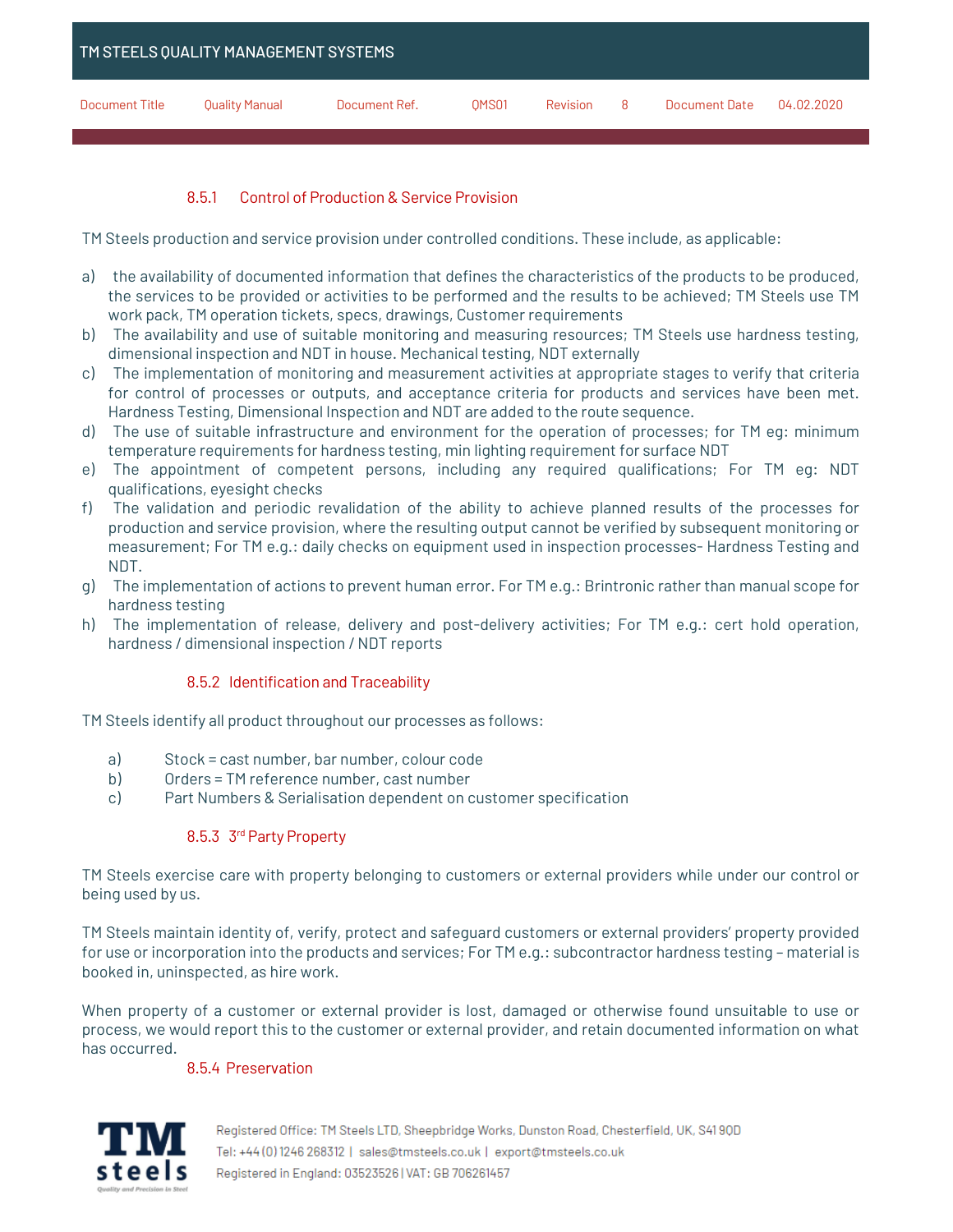#### 8.5.1 Control of Production & Service Provision

TM Steels production and service provision under controlled conditions. These include, as applicable:

a) the availability of documented information that defines the characteristics of the products to be produced, the services to be provided or activities to be performed and the results to be achieved; TM Steels use TM work pack, TM operation tickets, specs, drawings, Customer requirements
b) The availability and use of suitable monitoring and measuring resources; TM Steels use hardness testing, dimensional inspection and NDT in house. Mechanical testing, NDT externally
c) The implementation of monitoring and measurement activities at appropriate stages to verify that criteria for control of processes or outputs, and acceptance criteria for products and services have been met. Hardness Testing, Dimensional Inspection and NDT are added to the route sequence.
d) The use of suitable infrastructure and environment for the operation of processes; for TM eg: minimum temperature requirements for hardness testing, min lighting requirement for surface NDT
e) The appointment of competent persons, including any required qualifications; For TM eg: NDT qualifications, eyesight checks
f) The validation and periodic revalidation of the ability to achieve planned results of the processes for production and service provision, where the resulting output cannot be verified by subsequent monitoring or measurement; For TM e.g.: daily checks on equipment used in inspection processes- Hardness Testing and NDT.
g) The implementation of actions to prevent human error. For TM e.g.: Brintronic rather than manual scope for hardness testing
h) The implementation of release, delivery and post-delivery activities; For TM e.g.: cert hold operation, hardness / dimensional inspection / NDT reports

#### 8.5.2 Identification and Traceability

TM Steels identify all product throughout our processes as follows:

a) Stock = cast number, bar number, colour code
b) Orders = TM reference number, cast number
c) Part Numbers & Serialisation dependent on customer specification

#### 8.5.3 3rd Party Property

TM Steels exercise care with property belonging to customers or external providers while under our control or being used by us.

TM Steels maintain identity of, verify, protect and safeguard customers or external providers' property provided for use or incorporation into the products and services; For TM e.g.: subcontractor hardness testing – material is booked in, uninspected, as hire work.

When property of a customer or external provider is lost, damaged or otherwise found unsuitable to use or process, we would report this to the customer or external provider, and retain documented information on what has occurred.

#### 8.5.4 Preservation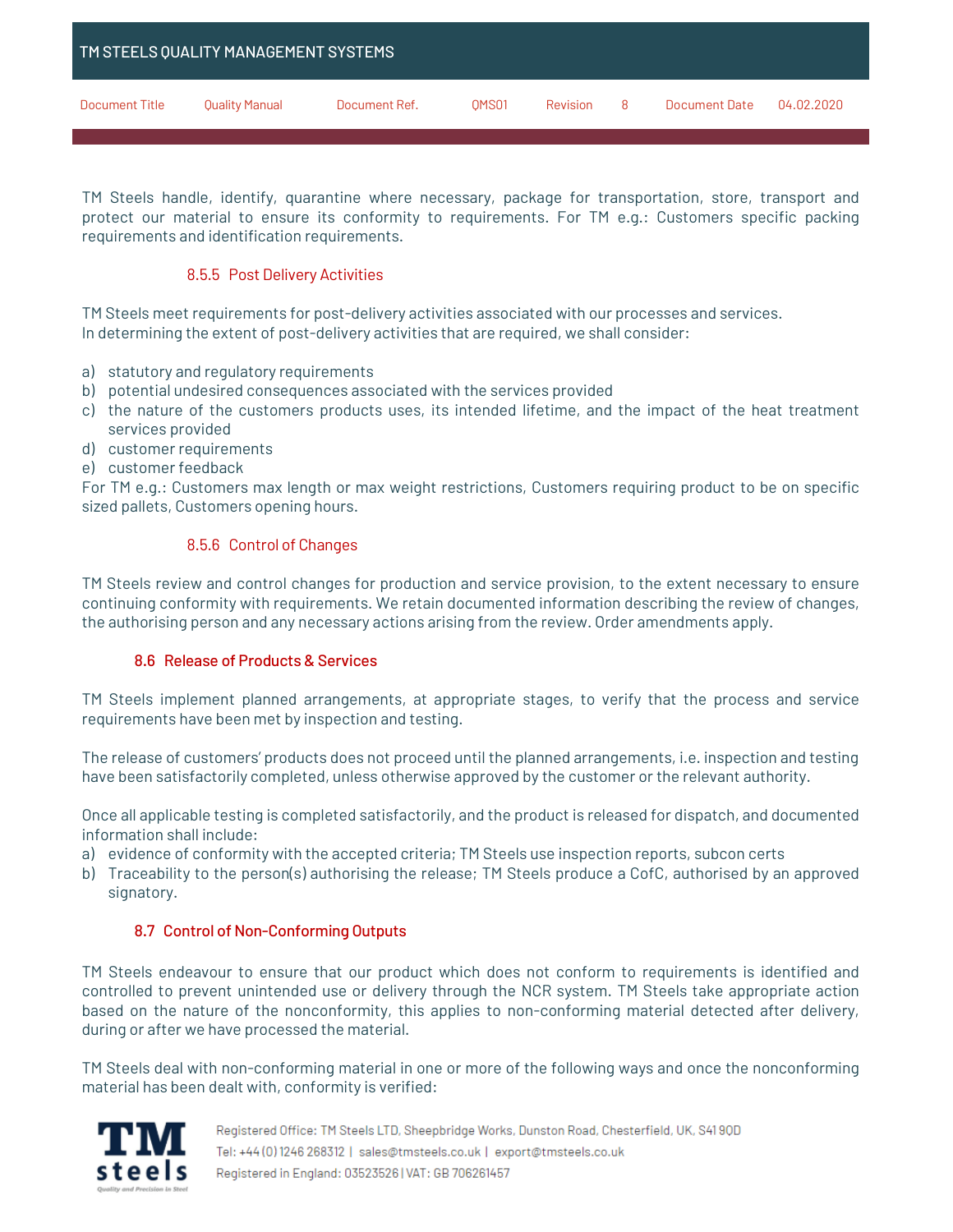TM Steels handle, identify, quarantine where necessary, package for transportation, store, transport and protect our material to ensure its conformity to requirements. For TM e.g.: Customers specific packing requirements and identification requirements.

#### 8.5.5 Post Delivery Activities

TM Steels meet requirements for post-delivery activities associated with our processes and services.
In determining the extent of post-delivery activities that are required, we shall consider:

a) statutory and regulatory requirements
b) potential undesired consequences associated with the services provided
c) the nature of the customers products uses, its intended lifetime, and the impact of the heat treatment services provided
d) customer requirements
e) customer feedback

For TM e.g.: Customers max length or max weight restrictions, Customers requiring product to be on specific sized pallets, Customers opening hours.

#### 8.5.6 Control of Changes

TM Steels review and control changes for production and service provision, to the extent necessary to ensure continuing conformity with requirements. We retain documented information describing the review of changes, the authorising person and any necessary actions arising from the review. Order amendments apply.

### 8.6 Release of Products & Services

TM Steels implement planned arrangements, at appropriate stages, to verify that the process and service requirements have been met by inspection and testing.

The release of customers' products does not proceed until the planned arrangements, i.e. inspection and testing have been satisfactorily completed, unless otherwise approved by the customer or the relevant authority.

Once all applicable testing is completed satisfactorily, and the product is released for dispatch, and documented information shall include:

a) evidence of conformity with the accepted criteria; TM Steels use inspection reports, subcon certs
b) Traceability to the person(s) authorising the release; TM Steels produce a CofC, authorised by an approved signatory.

### 8.7 Control of Non-Conforming Outputs

TM Steels endeavour to ensure that our product which does not conform to requirements is identified and controlled to prevent unintended use or delivery through the NCR system. TM Steels take appropriate action based on the nature of the nonconformity, this applies to non-conforming material detected after delivery, during or after we have processed the material.

TM Steels deal with non-conforming material in one or more of the following ways and once the nonconforming material has been dealt with, conformity is verified: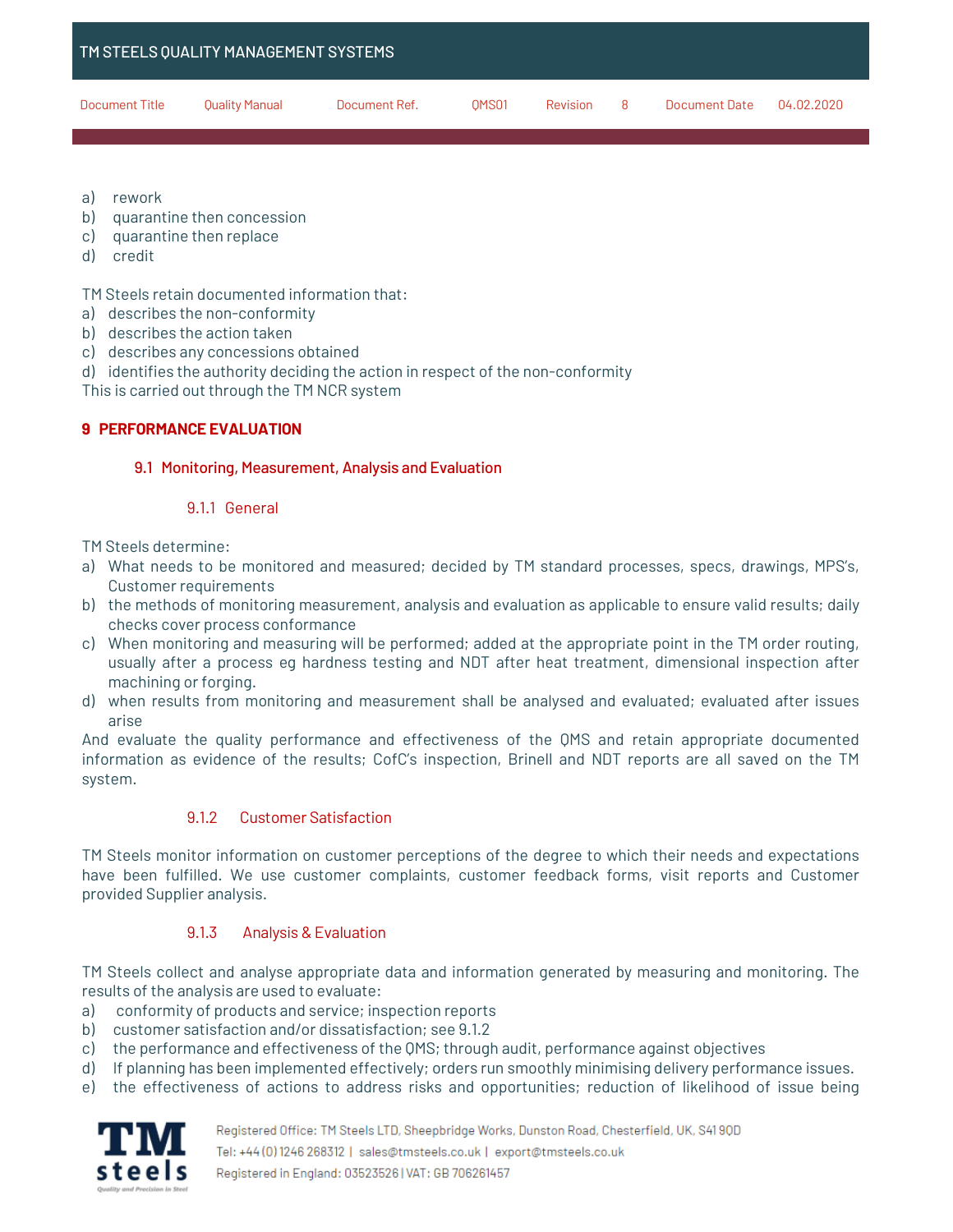a) rework
b) quarantine then concession
c) quarantine then replace
d) credit

TM Steels retain documented information that:

a) describes the non-conformity
b) describes the action taken
c) describes any concessions obtained
d) identifies the authority deciding the action in respect of the non-conformity

This is carried out through the TM NCR system

# 9 PERFORMANCE EVALUATION

## 9.1 Monitoring, Measurement, Analysis and Evaluation

### 9.1.1 General

TM Steels determine:

a) What needs to be monitored and measured; decided by TM standard processes, specs, drawings, MPS's, Customer requirements
b) the methods of monitoring measurement, analysis and evaluation as applicable to ensure valid results; daily checks cover process conformance
c) When monitoring and measuring will be performed; added at the appropriate point in the TM order routing, usually after a process eg hardness testing and NDT after heat treatment, dimensional inspection after machining or forging.
d) when results from monitoring and measurement shall be analysed and evaluated; evaluated after issues arise

And evaluate the quality performance and effectiveness of the QMS and retain appropriate documented information as evidence of the results; CofC's inspection, Brinell and NDT reports are all saved on the TM system.

### 9.1.2 Customer Satisfaction

TM Steels monitor information on customer perceptions of the degree to which their needs and expectations have been fulfilled. We use customer complaints, customer feedback forms, visit reports and Customer provided Supplier analysis.

### 9.1.3 Analysis & Evaluation

TM Steels collect and analyse appropriate data and information generated by measuring and monitoring. The results of the analysis are used to evaluate:

a) conformity of products and service; inspection reports
b) customer satisfaction and/or dissatisfaction; see 9.1.2
c) the performance and effectiveness of the QMS; through audit, performance against objectives
d) If planning has been implemented effectively; orders run smoothly minimising delivery performance issues.
e) the effectiveness of actions to address risks and opportunities; reduction of likelihood of issue being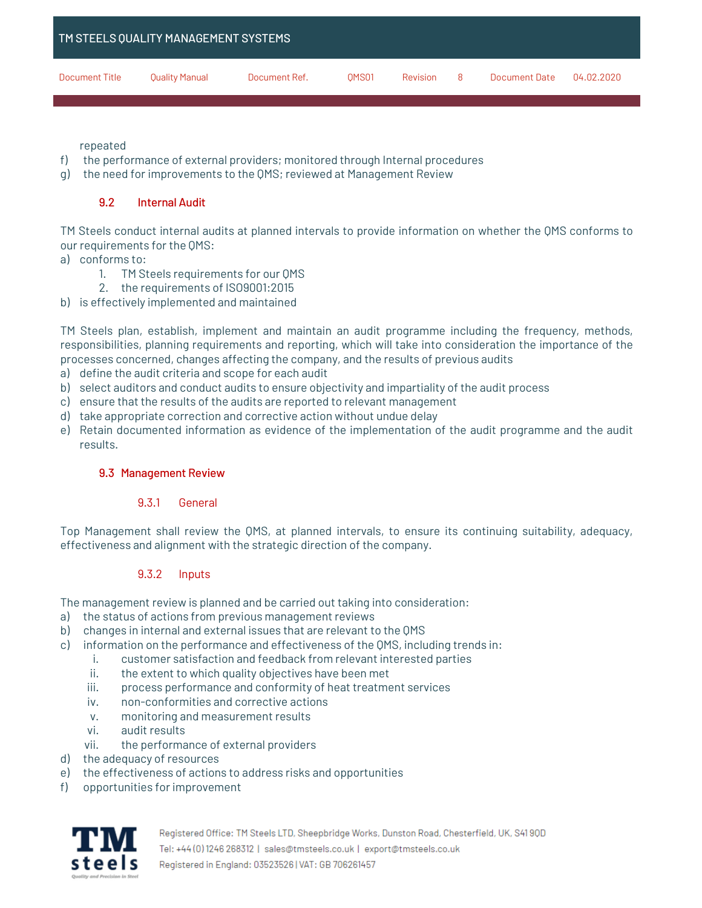repeated

f) the performance of external providers; monitored through Internal procedures
g) the need for improvements to the QMS; reviewed at Management Review

### 9.2 Internal Audit

TM Steels conduct internal audits at planned intervals to provide information on whether the QMS conforms to our requirements for the QMS:

a) conforms to:
    1. TM Steels requirements for our QMS
    2. the requirements of ISO9001:2015
b) is effectively implemented and maintained

TM Steels plan, establish, implement and maintain an audit programme including the frequency, methods, responsibilities, planning requirements and reporting, which will take into consideration the importance of the processes concerned, changes affecting the company, and the results of previous audits

a) define the audit criteria and scope for each audit
b) select auditors and conduct audits to ensure objectivity and impartiality of the audit process
c) ensure that the results of the audits are reported to relevant management
d) take appropriate correction and corrective action without undue delay
e) Retain documented information as evidence of the implementation of the audit programme and the audit results.

### 9.3 Management Review

#### 9.3.1 General

Top Management shall review the QMS, at planned intervals, to ensure its continuing suitability, adequacy, effectiveness and alignment with the strategic direction of the company.

#### 9.3.2 Inputs

The management review is planned and be carried out taking into consideration:

a) the status of actions from previous management reviews
b) changes in internal and external issues that are relevant to the QMS
c) information on the performance and effectiveness of the QMS, including trends in:
    i. customer satisfaction and feedback from relevant interested parties
    ii. the extent to which quality objectives have been met
    iii. process performance and conformity of heat treatment services
    iv. non-conformities and corrective actions
    v. monitoring and measurement results
    vi. audit results
    vii. the performance of external providers
d) the adequacy of resources
e) the effectiveness of actions to address risks and opportunities
f) opportunities for improvement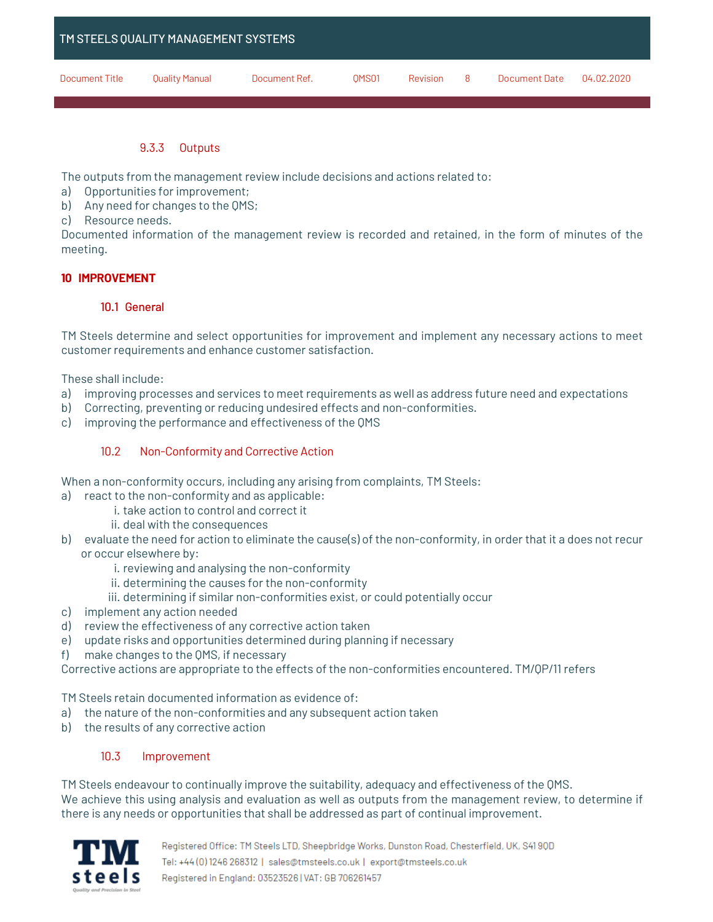#### 9.3.3 Outputs

The outputs from the management review include decisions and actions related to:

a) Opportunities for improvement;
b) Any need for changes to the QMS;
c) Resource needs.

Documented information of the management review is recorded and retained, in the form of minutes of the meeting.

## 10 IMPROVEMENT

### 10.1 General

TM Steels determine and select opportunities for improvement and implement any necessary actions to meet customer requirements and enhance customer satisfaction.

These shall include:

a) improving processes and services to meet requirements as well as address future need and expectations
b) Correcting, preventing or reducing undesired effects and non-conformities.
c) improving the performance and effectiveness of the QMS

### 10.2 Non-Conformity and Corrective Action

When a non-conformity occurs, including any arising from complaints, TM Steels:

a) react to the non-conformity and as applicable:
   i. take action to control and correct it
   ii. deal with the consequences
b) evaluate the need for action to eliminate the cause(s) of the non-conformity, in order that it a does not recur or occur elsewhere by:
   i. reviewing and analysing the non-conformity
   ii. determining the causes for the non-conformity
   iii. determining if similar non-conformities exist, or could potentially occur
c) implement any action needed
d) review the effectiveness of any corrective action taken
e) update risks and opportunities determined during planning if necessary
f) make changes to the QMS, if necessary

Corrective actions are appropriate to the effects of the non-conformities encountered. TM/QP/11 refers

TM Steels retain documented information as evidence of:

a) the nature of the non-conformities and any subsequent action taken
b) the results of any corrective action

### 10.3 Improvement

TM Steels endeavour to continually improve the suitability, adequacy and effectiveness of the QMS.
We achieve this using analysis and evaluation as well as outputs from the management review, to determine if there is any needs or opportunities that shall be addressed as part of continual improvement.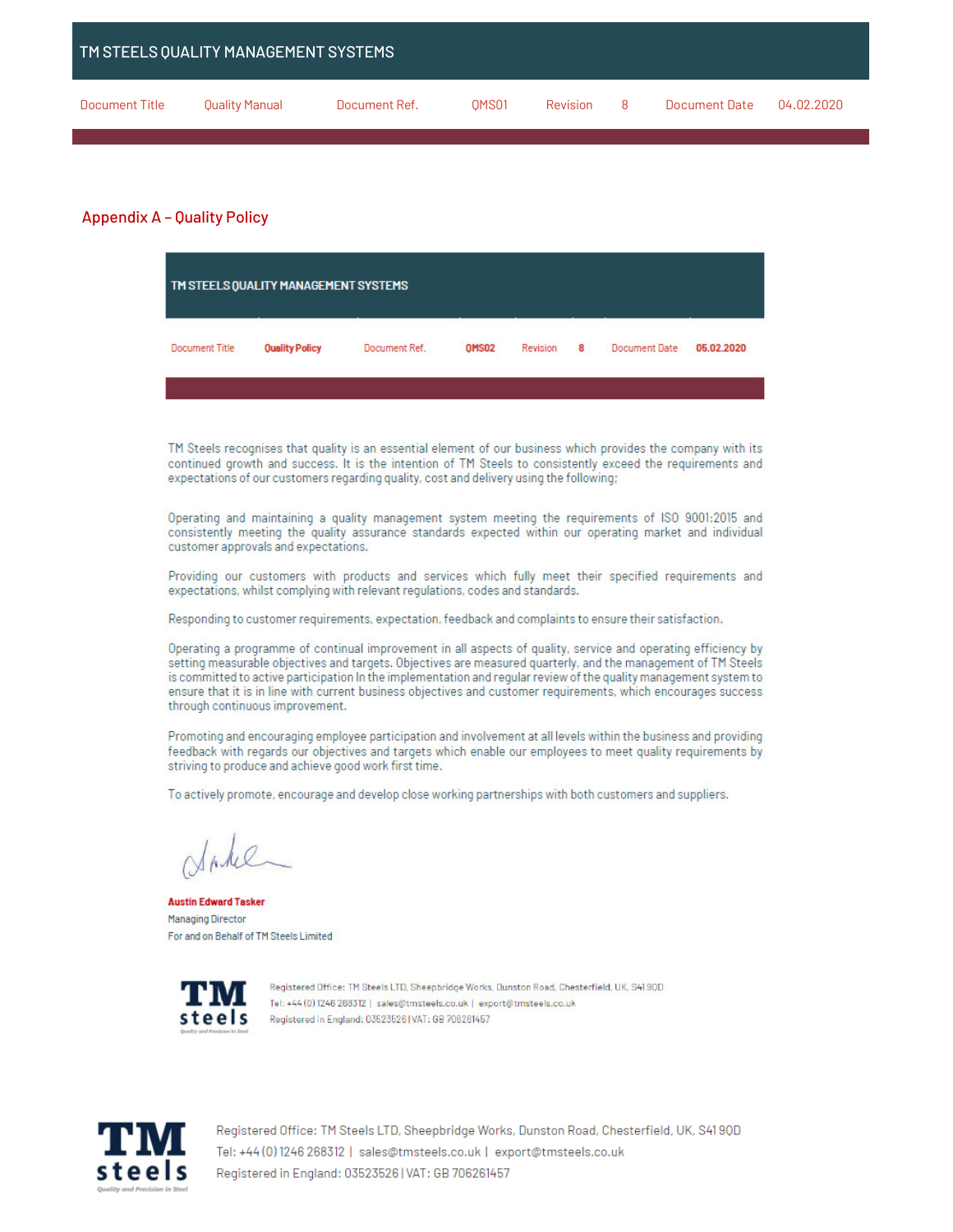## Appendix A – Quality Policy

TM STEELS QUALITY MANAGEMENT SYSTEMS

| Document Title | Quality Policy | Document Ref. | QMS02 | Revision | 8 | Document Date | 05.02.2020 |
|---|---|---|---|---|---|---|---|

TM Steels recognises that quality is an essential element of our business which provides the company with its continued growth and success. It is the intention of TM Steels to consistently exceed the requirements and expectations of our customers regarding quality, cost and delivery using the following;

Operating and maintaining a quality management system meeting the requirements of ISO 9001:2015 and consistently meeting the quality assurance standards expected within our operating market and individual customer approvals and expectations.

Providing our customers with products and services which fully meet their specified requirements and expectations, whilst complying with relevant regulations, codes and standards.

Responding to customer requirements, expectation, feedback and complaints to ensure their satisfaction.

Operating a programme of continual improvement in all aspects of quality, service and operating efficiency by setting measurable objectives and targets. Objectives are measured quarterly, and the management of TM Steels is committed to active participation In the implementation and regular review of the quality management system to ensure that it is in line with current business objectives and customer requirements, which encourages success through continuous improvement.

Promoting and encouraging employee participation and involvement at all levels within the business and providing feedback with regards our objectives and targets which enable our employees to meet quality requirements by striving to produce and achieve good work first time.

To actively promote, encourage and develop close working partnerships with both customers and suppliers.

**Austin Edward Tasker**
Managing Director
For and on Behalf of TM Steels Limited

Registered Office: TM Steels LTD, Sheepbridge Works, Dunston Road, Chesterfield, UK, S41 9QD
Tel: +44 (0) 1246 268312 | sales@tmsteels.co.uk | export@tmsteels.co.uk
Registered in England: 03523526 | VAT: GB 706261457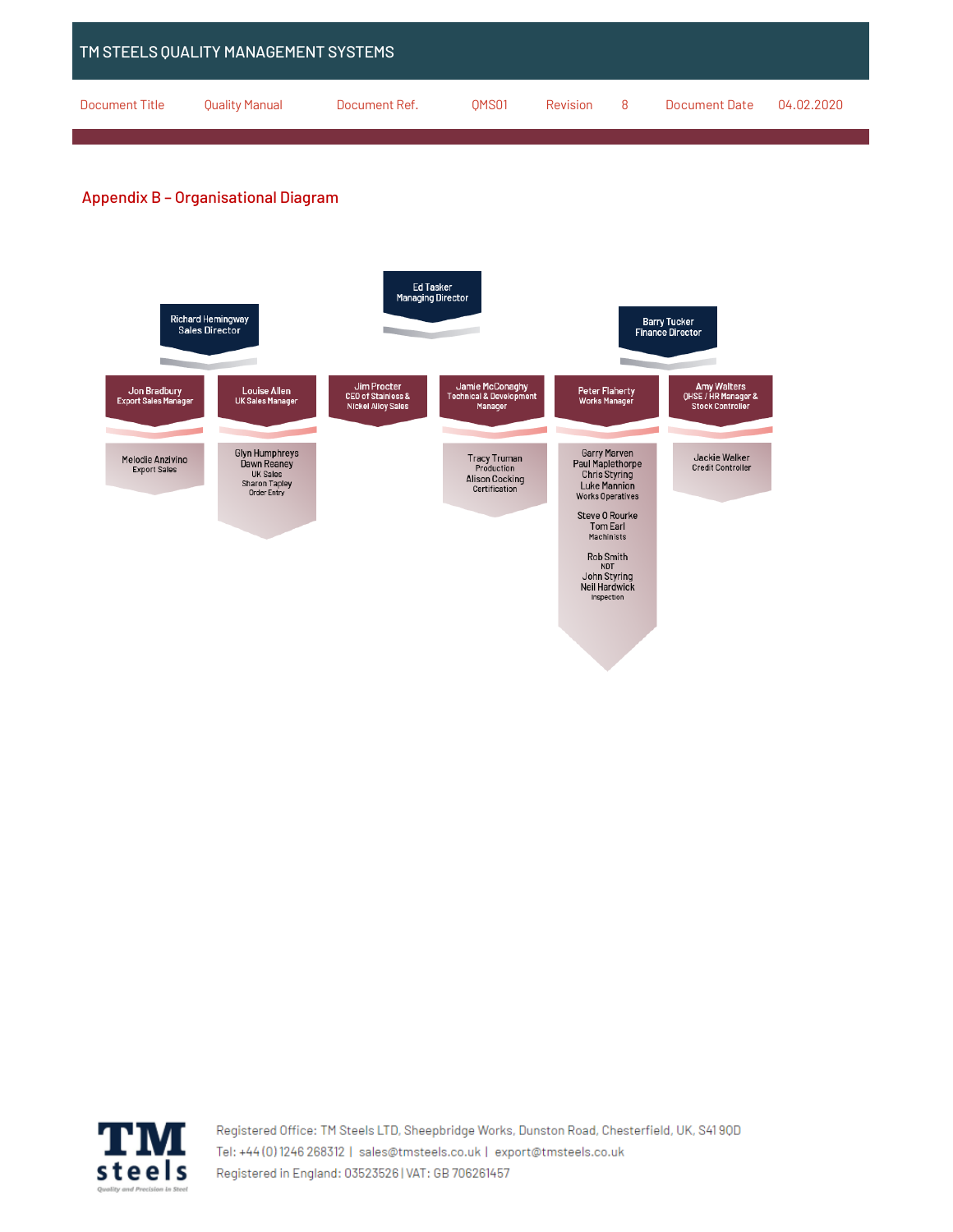## Appendix B – Organisational Diagram

Ed Tasker
Managing Director

Richard Hemingway
Sales Director

Barry Tucker
Finance Director

Jon Bradbury
Export Sales Manager

Louise Allen
UK Sales Manager

Jim Procter
CEO of Stainless & Nickel Alloy Sales

Jamie McConaghy
Technical & Development Manager

Peter Flaherty
Works Manager

Amy Walters
QHSE / HR Manager & Stock Controller

Melodie Anzivino
Export Sales

Glyn Humphreys
Dawn Reaney
UK Sales
Sharon Tapley
Order Entry

Tracy Truman
Production
Alison Cocking
Certification

Garry Marven
Paul Maplethorpe
Chris Styring
Luke Mannion
Works Operatives

Steve O Rourke
Tom Earl
Machinists

Rob Smith
NDT
John Styring
Neil Hardwick
Inspection

Jackie Walker
Credit Controller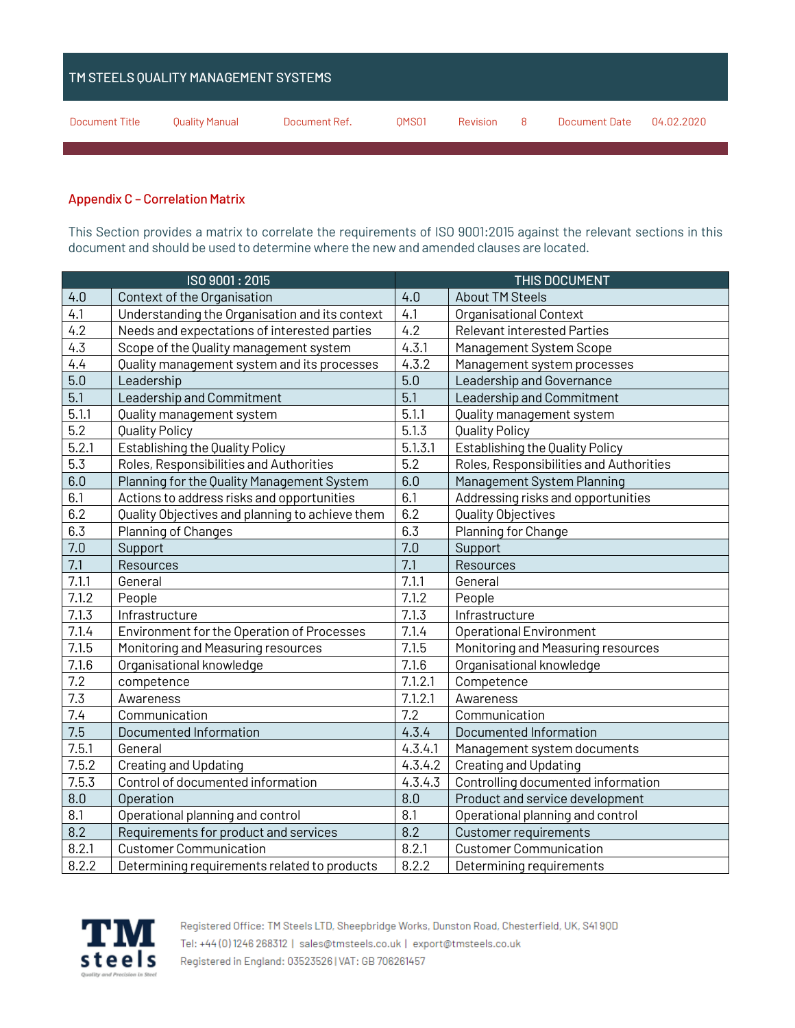## Appendix C – Correlation Matrix

This Section provides a matrix to correlate the requirements of ISO 9001:2015 against the relevant sections in this document and should be used to determine where the new and amended clauses are located.

| ISO 9001 : 2015 | | THIS DOCUMENT | |
|---|---|---|---|
| 4.0 | Context of the Organisation | 4.0 | About TM Steels |
| 4.1 | Understanding the Organisation and its context | 4.1 | Organisational Context |
| 4.2 | Needs and expectations of interested parties | 4.2 | Relevant interested Parties |
| 4.3 | Scope of the Quality management system | 4.3.1 | Management System Scope |
| 4.4 | Quality management system and its processes | 4.3.2 | Management system processes |
| 5.0 | Leadership | 5.0 | Leadership and Governance |
| 5.1 | Leadership and Commitment | 5.1 | Leadership and Commitment |
| 5.1.1 | Quality management system | 5.1.1 | Quality management system |
| 5.2 | Quality Policy | 5.1.3 | Quality Policy |
| 5.2.1 | Establishing the Quality Policy | 5.1.3.1 | Establishing the Quality Policy |
| 5.3 | Roles, Responsibilities and Authorities | 5.2 | Roles, Responsibilities and Authorities |
| 6.0 | Planning for the Quality Management System | 6.0 | Management System Planning |
| 6.1 | Actions to address risks and opportunities | 6.1 | Addressing risks and opportunities |
| 6.2 | Quality Objectives and planning to achieve them | 6.2 | Quality Objectives |
| 6.3 | Planning of Changes | 6.3 | Planning for Change |
| 7.0 | Support | 7.0 | Support |
| 7.1 | Resources | 7.1 | Resources |
| 7.1.1 | General | 7.1.1 | General |
| 7.1.2 | People | 7.1.2 | People |
| 7.1.3 | Infrastructure | 7.1.3 | Infrastructure |
| 7.1.4 | Environment for the Operation of Processes | 7.1.4 | Operational Environment |
| 7.1.5 | Monitoring and Measuring resources | 7.1.5 | Monitoring and Measuring resources |
| 7.1.6 | Organisational knowledge | 7.1.6 | Organisational knowledge |
| 7.2 | competence | 7.1.2.1 | Competence |
| 7.3 | Awareness | 7.1.2.1 | Awareness |
| 7.4 | Communication | 7.2 | Communication |
| 7.5 | Documented Information | 4.3.4 | Documented Information |
| 7.5.1 | General | 4.3.4.1 | Management system documents |
| 7.5.2 | Creating and Updating | 4.3.4.2 | Creating and Updating |
| 7.5.3 | Control of documented information | 4.3.4.3 | Controlling documented information |
| 8.0 | Operation | 8.0 | Product and service development |
| 8.1 | Operational planning and control | 8.1 | Operational planning and control |
| 8.2 | Requirements for product and services | 8.2 | Customer requirements |
| 8.2.1 | Customer Communication | 8.2.1 | Customer Communication |
| 8.2.2 | Determining requirements related to products | 8.2.2 | Determining requirements |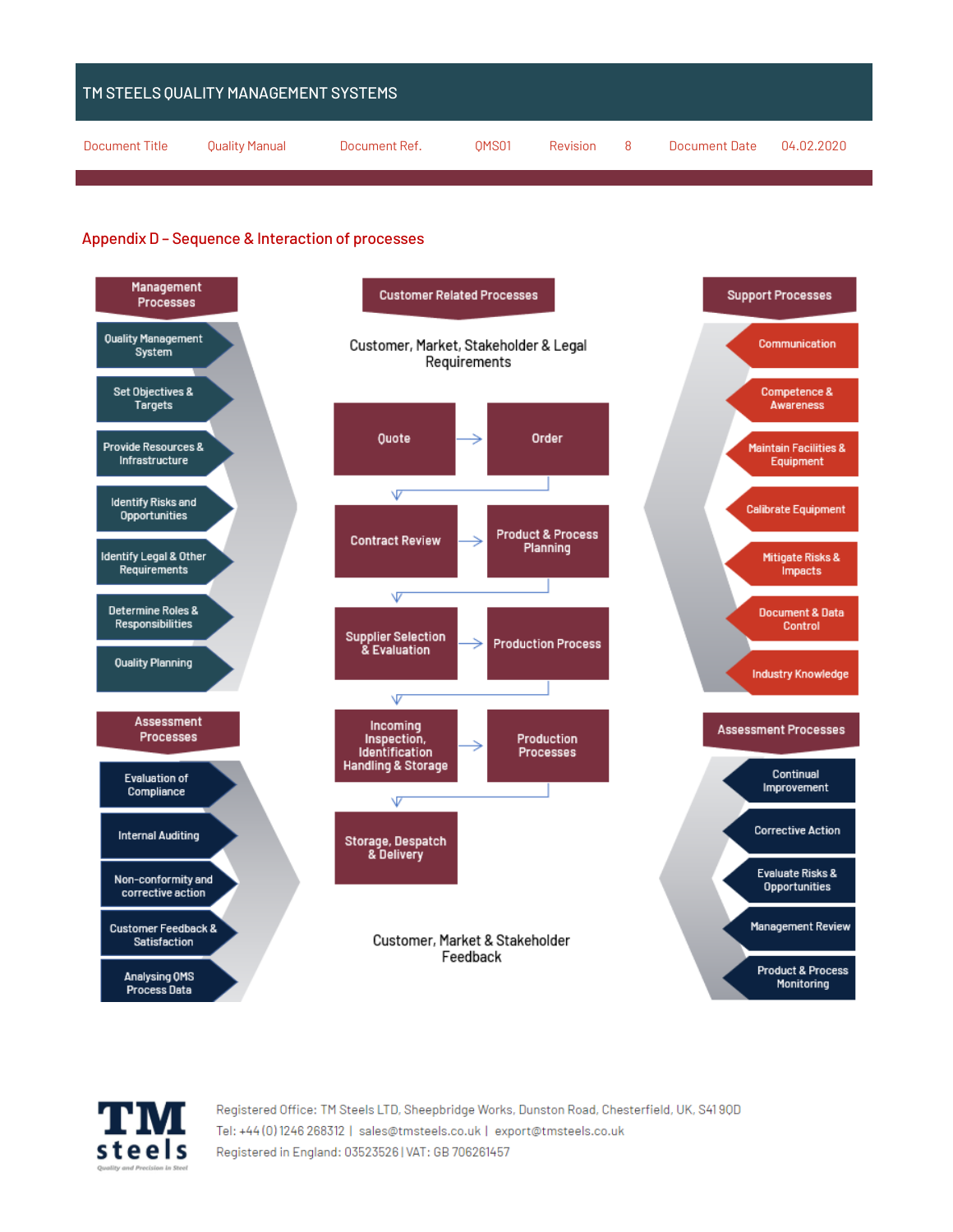## Appendix D – Sequence & Interaction of processes

**Management Processes**

- Quality Management System
- Set Objectives & Targets
- Provide Resources & Infrastructure
- Identify Risks and Opportunities
- Identify Legal & Other Requirements
- Determine Roles & Responsibilities
- Quality Planning

**Customer Related Processes**

Customer, Market, Stakeholder & Legal Requirements

- Quote → Order
- Contract Review → Product & Process Planning
- Supplier Selection & Evaluation → Production Process
- Incoming Inspection, Identification Handling & Storage → Production Processes
- Storage, Despatch & Delivery

Customer, Market & Stakeholder Feedback

**Support Processes**

- Communication
- Competence & Awareness
- Maintain Facilities & Equipment
- Calibrate Equipment
- Mitigate Risks & Impacts
- Document & Data Control
- Industry Knowledge

**Assessment Processes**

- Evaluation of Compliance
- Internal Auditing
- Non-conformity and corrective action
- Customer Feedback & Satisfaction
- Analysing QMS Process Data

**Assessment Processes**

- Continual Improvement
- Corrective Action
- Evaluate Risks & Opportunities
- Management Review
- Product & Process Monitoring